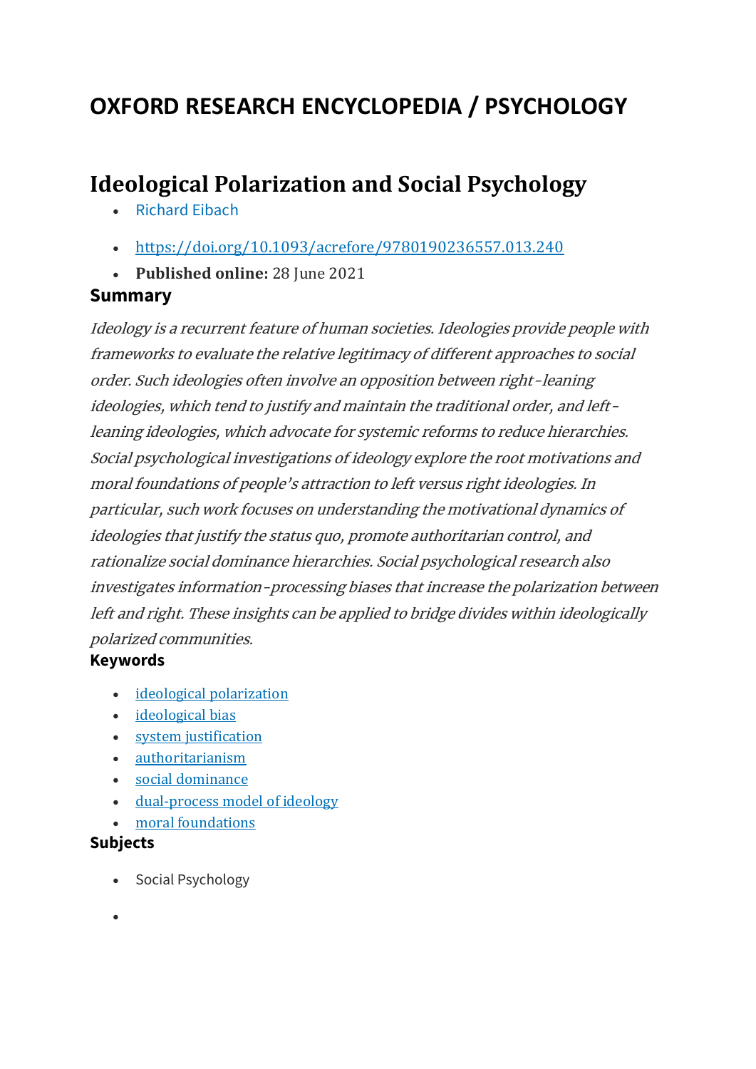# OXFORD RESEARCH ENCYCLOPEDIA / PSYCHOLOGY

## Ideological Polarization and Social Psychology

- Richard Eibach
- https://doi.org/10.1093/acrefore/9780190236557.013.240
- **Published online:** 28 June 2021

### Summary

*Ideology is a recurrent feature of human societies. Ideologies provide people with frameworks to evaluate the relative legitimacy of different approaches to social order. Such ideologies often involve an opposition between right-leaning ideologies, which tend to justify and maintain the traditional order, and left-leaning ideologies, which advocate for systemic reforms to reduce hierarchies. Social psychological investigations of ideology explore the root motivations and moral foundations of people's attraction to left versus right ideologies. In particular, such work focuses on understanding the motivational dynamics of ideologies that justify the status quo, promote authoritarian control, and rationalize social dominance hierarchies. Social psychological research also investigates information-processing biases that increase the polarization between left and right. These insights can be applied to bridge divides within ideologically polarized communities.*

### Keywords

- ideological polarization
- ideological bias
- system justification
- authoritarianism
- social dominance
- dual-process model of ideology
- moral foundations

### Subjects

- Social Psychology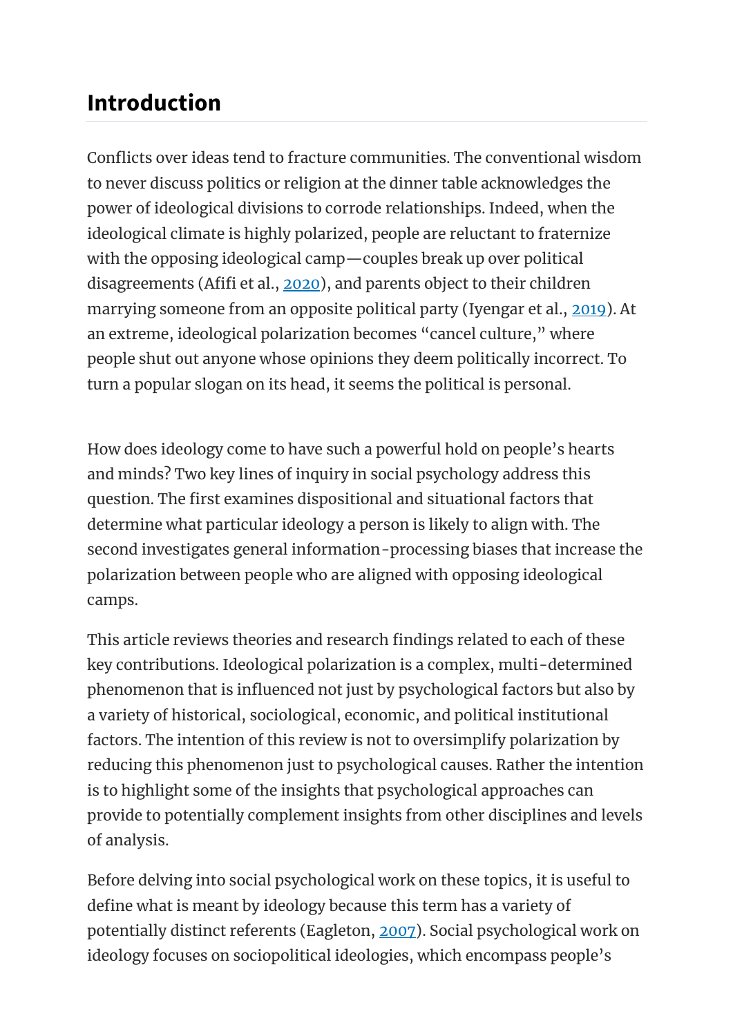## Introduction

Conflicts over ideas tend to fracture communities. The conventional wisdom to never discuss politics or religion at the dinner table acknowledges the power of ideological divisions to corrode relationships. Indeed, when the ideological climate is highly polarized, people are reluctant to fraternize with the opposing ideological camp—couples break up over political disagreements (Afifi et al., 2020), and parents object to their children marrying someone from an opposite political party (Iyengar et al., 2019). At an extreme, ideological polarization becomes "cancel culture," where people shut out anyone whose opinions they deem politically incorrect. To turn a popular slogan on its head, it seems the political is personal.

How does ideology come to have such a powerful hold on people's hearts and minds? Two key lines of inquiry in social psychology address this question. The first examines dispositional and situational factors that determine what particular ideology a person is likely to align with. The second investigates general information-processing biases that increase the polarization between people who are aligned with opposing ideological camps.

This article reviews theories and research findings related to each of these key contributions. Ideological polarization is a complex, multi-determined phenomenon that is influenced not just by psychological factors but also by a variety of historical, sociological, economic, and political institutional factors. The intention of this review is not to oversimplify polarization by reducing this phenomenon just to psychological causes. Rather the intention is to highlight some of the insights that psychological approaches can provide to potentially complement insights from other disciplines and levels of analysis.

Before delving into social psychological work on these topics, it is useful to define what is meant by ideology because this term has a variety of potentially distinct referents (Eagleton, 2007). Social psychological work on ideology focuses on sociopolitical ideologies, which encompass people's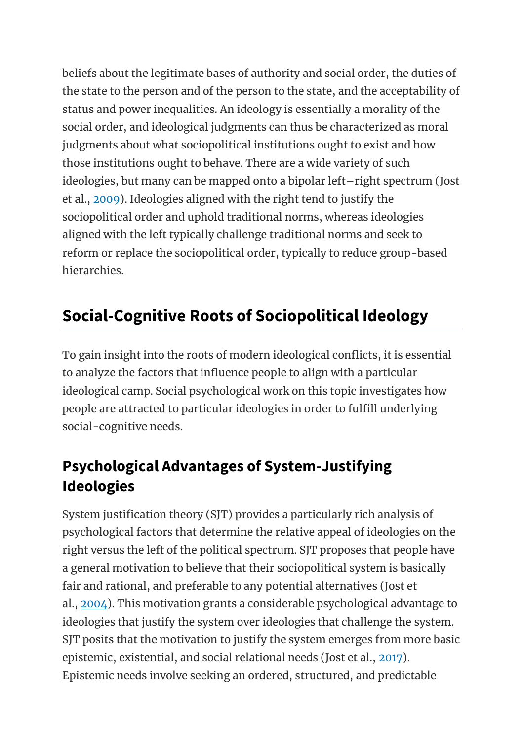beliefs about the legitimate bases of authority and social order, the duties of the state to the person and of the person to the state, and the acceptability of status and power inequalities. An ideology is essentially a morality of the social order, and ideological judgments can thus be characterized as moral judgments about what sociopolitical institutions ought to exist and how those institutions ought to behave. There are a wide variety of such ideologies, but many can be mapped onto a bipolar left–right spectrum (Jost et al., 2009). Ideologies aligned with the right tend to justify the sociopolitical order and uphold traditional norms, whereas ideologies aligned with the left typically challenge traditional norms and seek to reform or replace the sociopolitical order, typically to reduce group-based hierarchies.

## Social-Cognitive Roots of Sociopolitical Ideology

To gain insight into the roots of modern ideological conflicts, it is essential to analyze the factors that influence people to align with a particular ideological camp. Social psychological work on this topic investigates how people are attracted to particular ideologies in order to fulfill underlying social-cognitive needs.

### Psychological Advantages of System-Justifying Ideologies

System justification theory (SJT) provides a particularly rich analysis of psychological factors that determine the relative appeal of ideologies on the right versus the left of the political spectrum. SJT proposes that people have a general motivation to believe that their sociopolitical system is basically fair and rational, and preferable to any potential alternatives (Jost et al., 2004). This motivation grants a considerable psychological advantage to ideologies that justify the system over ideologies that challenge the system. SJT posits that the motivation to justify the system emerges from more basic epistemic, existential, and social relational needs (Jost et al., 2017). Epistemic needs involve seeking an ordered, structured, and predictable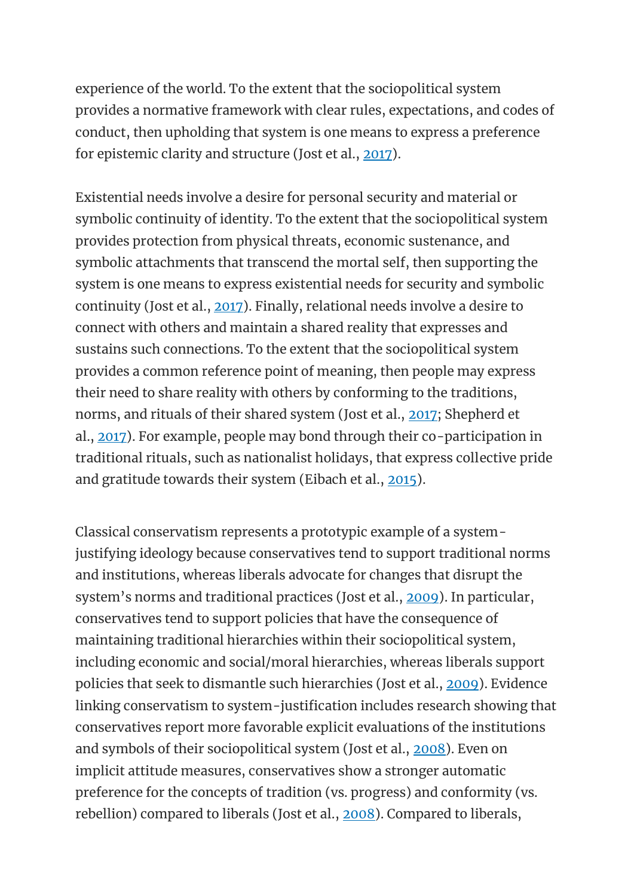experience of the world. To the extent that the sociopolitical system provides a normative framework with clear rules, expectations, and codes of conduct, then upholding that system is one means to express a preference for epistemic clarity and structure (Jost et al., 2017).

Existential needs involve a desire for personal security and material or symbolic continuity of identity. To the extent that the sociopolitical system provides protection from physical threats, economic sustenance, and symbolic attachments that transcend the mortal self, then supporting the system is one means to express existential needs for security and symbolic continuity (Jost et al., 2017). Finally, relational needs involve a desire to connect with others and maintain a shared reality that expresses and sustains such connections. To the extent that the sociopolitical system provides a common reference point of meaning, then people may express their need to share reality with others by conforming to the traditions, norms, and rituals of their shared system (Jost et al., 2017; Shepherd et al., 2017). For example, people may bond through their co-participation in traditional rituals, such as nationalist holidays, that express collective pride and gratitude towards their system (Eibach et al., 2015).

Classical conservatism represents a prototypic example of a system-justifying ideology because conservatives tend to support traditional norms and institutions, whereas liberals advocate for changes that disrupt the system's norms and traditional practices (Jost et al., 2009). In particular, conservatives tend to support policies that have the consequence of maintaining traditional hierarchies within their sociopolitical system, including economic and social/moral hierarchies, whereas liberals support policies that seek to dismantle such hierarchies (Jost et al., 2009). Evidence linking conservatism to system-justification includes research showing that conservatives report more favorable explicit evaluations of the institutions and symbols of their sociopolitical system (Jost et al., 2008). Even on implicit attitude measures, conservatives show a stronger automatic preference for the concepts of tradition (vs. progress) and conformity (vs. rebellion) compared to liberals (Jost et al., 2008). Compared to liberals,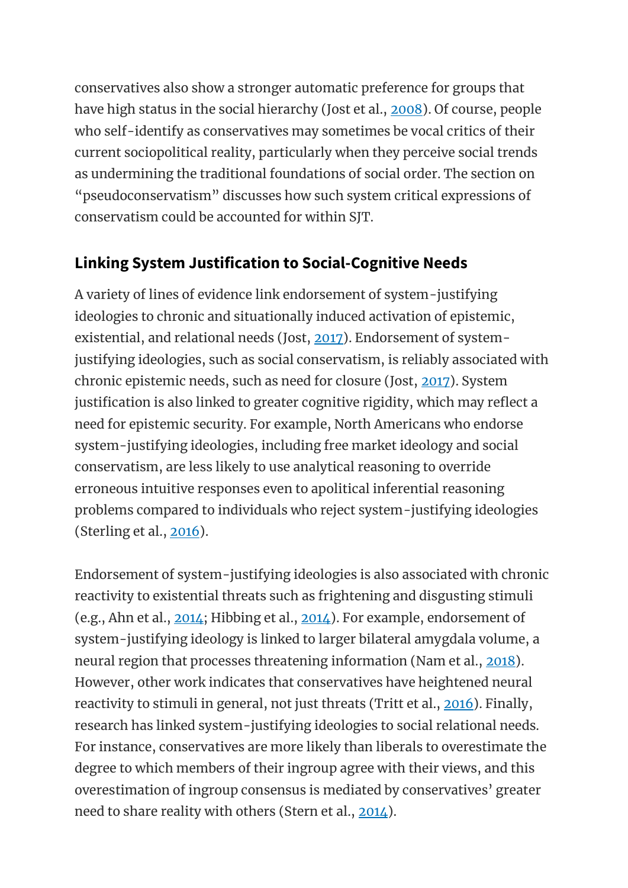conservatives also show a stronger automatic preference for groups that have high status in the social hierarchy (Jost et al., 2008). Of course, people who self-identify as conservatives may sometimes be vocal critics of their current sociopolitical reality, particularly when they perceive social trends as undermining the traditional foundations of social order. The section on "pseudoconservatism" discusses how such system critical expressions of conservatism could be accounted for within SJT.

## Linking System Justification to Social-Cognitive Needs

A variety of lines of evidence link endorsement of system-justifying ideologies to chronic and situationally induced activation of epistemic, existential, and relational needs (Jost, 2017). Endorsement of system-justifying ideologies, such as social conservatism, is reliably associated with chronic epistemic needs, such as need for closure (Jost, 2017). System justification is also linked to greater cognitive rigidity, which may reflect a need for epistemic security. For example, North Americans who endorse system-justifying ideologies, including free market ideology and social conservatism, are less likely to use analytical reasoning to override erroneous intuitive responses even to apolitical inferential reasoning problems compared to individuals who reject system-justifying ideologies (Sterling et al., 2016).

Endorsement of system-justifying ideologies is also associated with chronic reactivity to existential threats such as frightening and disgusting stimuli (e.g., Ahn et al., 2014; Hibbing et al., 2014). For example, endorsement of system-justifying ideology is linked to larger bilateral amygdala volume, a neural region that processes threatening information (Nam et al., 2018). However, other work indicates that conservatives have heightened neural reactivity to stimuli in general, not just threats (Tritt et al., 2016). Finally, research has linked system-justifying ideologies to social relational needs. For instance, conservatives are more likely than liberals to overestimate the degree to which members of their ingroup agree with their views, and this overestimation of ingroup consensus is mediated by conservatives' greater need to share reality with others (Stern et al., 2014).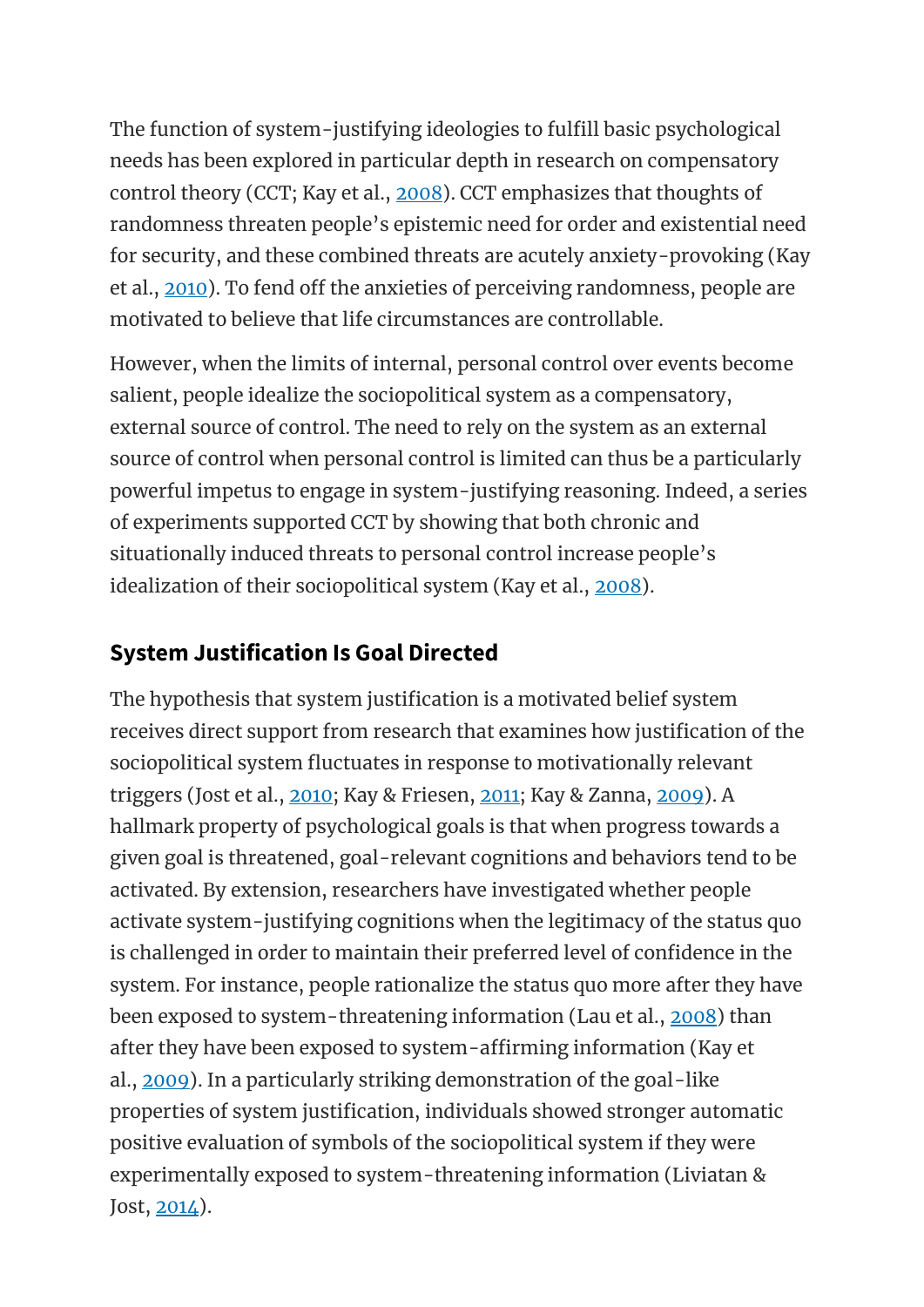The function of system-justifying ideologies to fulfill basic psychological needs has been explored in particular depth in research on compensatory control theory (CCT; Kay et al., 2008). CCT emphasizes that thoughts of randomness threaten people's epistemic need for order and existential need for security, and these combined threats are acutely anxiety-provoking (Kay et al., 2010). To fend off the anxieties of perceiving randomness, people are motivated to believe that life circumstances are controllable.

However, when the limits of internal, personal control over events become salient, people idealize the sociopolitical system as a compensatory, external source of control. The need to rely on the system as an external source of control when personal control is limited can thus be a particularly powerful impetus to engage in system-justifying reasoning. Indeed, a series of experiments supported CCT by showing that both chronic and situationally induced threats to personal control increase people's idealization of their sociopolitical system (Kay et al., 2008).

## System Justification Is Goal Directed

The hypothesis that system justification is a motivated belief system receives direct support from research that examines how justification of the sociopolitical system fluctuates in response to motivationally relevant triggers (Jost et al., 2010; Kay & Friesen, 2011; Kay & Zanna, 2009). A hallmark property of psychological goals is that when progress towards a given goal is threatened, goal-relevant cognitions and behaviors tend to be activated. By extension, researchers have investigated whether people activate system-justifying cognitions when the legitimacy of the status quo is challenged in order to maintain their preferred level of confidence in the system. For instance, people rationalize the status quo more after they have been exposed to system-threatening information (Lau et al., 2008) than after they have been exposed to system-affirming information (Kay et al., 2009). In a particularly striking demonstration of the goal-like properties of system justification, individuals showed stronger automatic positive evaluation of symbols of the sociopolitical system if they were experimentally exposed to system-threatening information (Liviatan & Jost, 2014).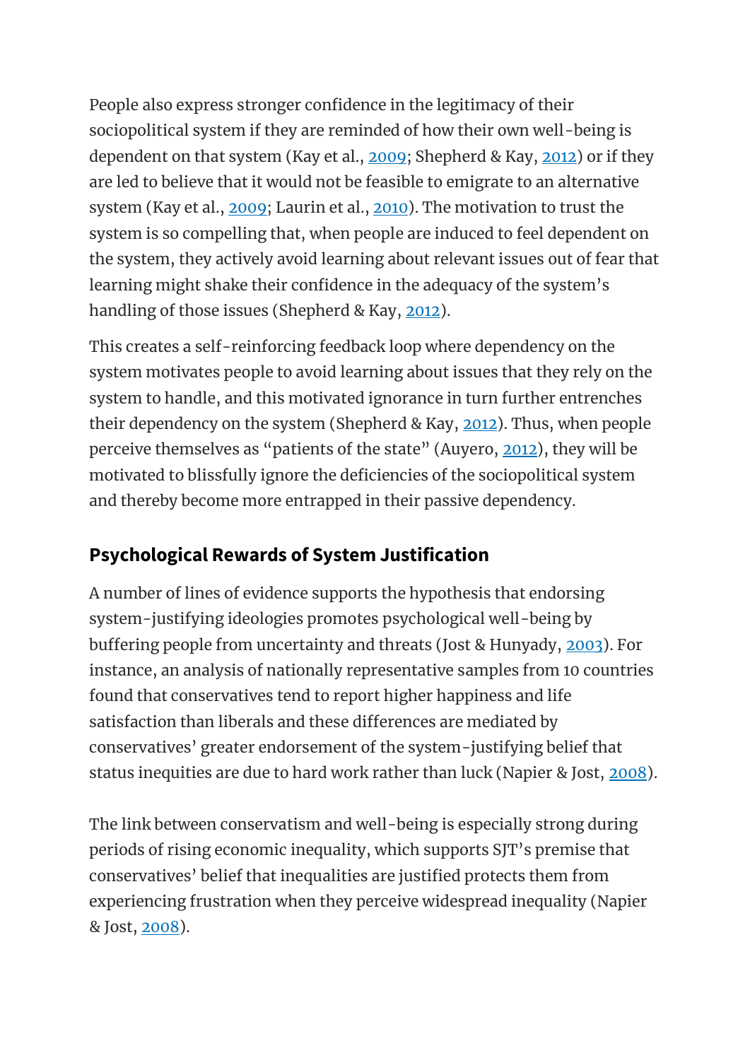People also express stronger confidence in the legitimacy of their sociopolitical system if they are reminded of how their own well-being is dependent on that system (Kay et al., 2009; Shepherd & Kay, 2012) or if they are led to believe that it would not be feasible to emigrate to an alternative system (Kay et al., 2009; Laurin et al., 2010). The motivation to trust the system is so compelling that, when people are induced to feel dependent on the system, they actively avoid learning about relevant issues out of fear that learning might shake their confidence in the adequacy of the system's handling of those issues (Shepherd & Kay, 2012).

This creates a self-reinforcing feedback loop where dependency on the system motivates people to avoid learning about issues that they rely on the system to handle, and this motivated ignorance in turn further entrenches their dependency on the system (Shepherd & Kay, 2012). Thus, when people perceive themselves as "patients of the state" (Auyero, 2012), they will be motivated to blissfully ignore the deficiencies of the sociopolitical system and thereby become more entrapped in their passive dependency.

## Psychological Rewards of System Justification

A number of lines of evidence supports the hypothesis that endorsing system-justifying ideologies promotes psychological well-being by buffering people from uncertainty and threats (Jost & Hunyady, 2003). For instance, an analysis of nationally representative samples from 10 countries found that conservatives tend to report higher happiness and life satisfaction than liberals and these differences are mediated by conservatives' greater endorsement of the system-justifying belief that status inequities are due to hard work rather than luck (Napier & Jost, 2008).

The link between conservatism and well-being is especially strong during periods of rising economic inequality, which supports SJT's premise that conservatives' belief that inequalities are justified protects them from experiencing frustration when they perceive widespread inequality (Napier & Jost, 2008).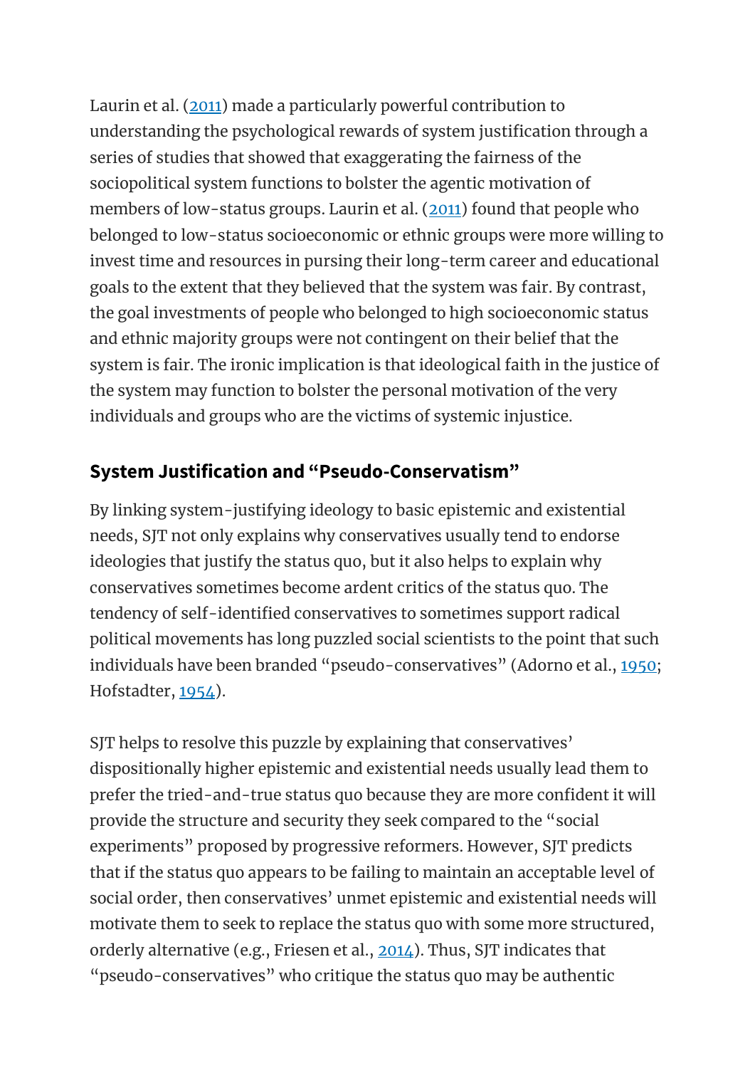Laurin et al. (2011) made a particularly powerful contribution to understanding the psychological rewards of system justification through a series of studies that showed that exaggerating the fairness of the sociopolitical system functions to bolster the agentic motivation of members of low-status groups. Laurin et al. (2011) found that people who belonged to low-status socioeconomic or ethnic groups were more willing to invest time and resources in pursing their long-term career and educational goals to the extent that they believed that the system was fair. By contrast, the goal investments of people who belonged to high socioeconomic status and ethnic majority groups were not contingent on their belief that the system is fair. The ironic implication is that ideological faith in the justice of the system may function to bolster the personal motivation of the very individuals and groups who are the victims of systemic injustice.

## System Justification and "Pseudo-Conservatism"

By linking system-justifying ideology to basic epistemic and existential needs, SJT not only explains why conservatives usually tend to endorse ideologies that justify the status quo, but it also helps to explain why conservatives sometimes become ardent critics of the status quo. The tendency of self-identified conservatives to sometimes support radical political movements has long puzzled social scientists to the point that such individuals have been branded "pseudo-conservatives" (Adorno et al., 1950; Hofstadter, 1954).

SJT helps to resolve this puzzle by explaining that conservatives' dispositionally higher epistemic and existential needs usually lead them to prefer the tried-and-true status quo because they are more confident it will provide the structure and security they seek compared to the "social experiments" proposed by progressive reformers. However, SJT predicts that if the status quo appears to be failing to maintain an acceptable level of social order, then conservatives' unmet epistemic and existential needs will motivate them to seek to replace the status quo with some more structured, orderly alternative (e.g., Friesen et al., 2014). Thus, SJT indicates that "pseudo-conservatives" who critique the status quo may be authentic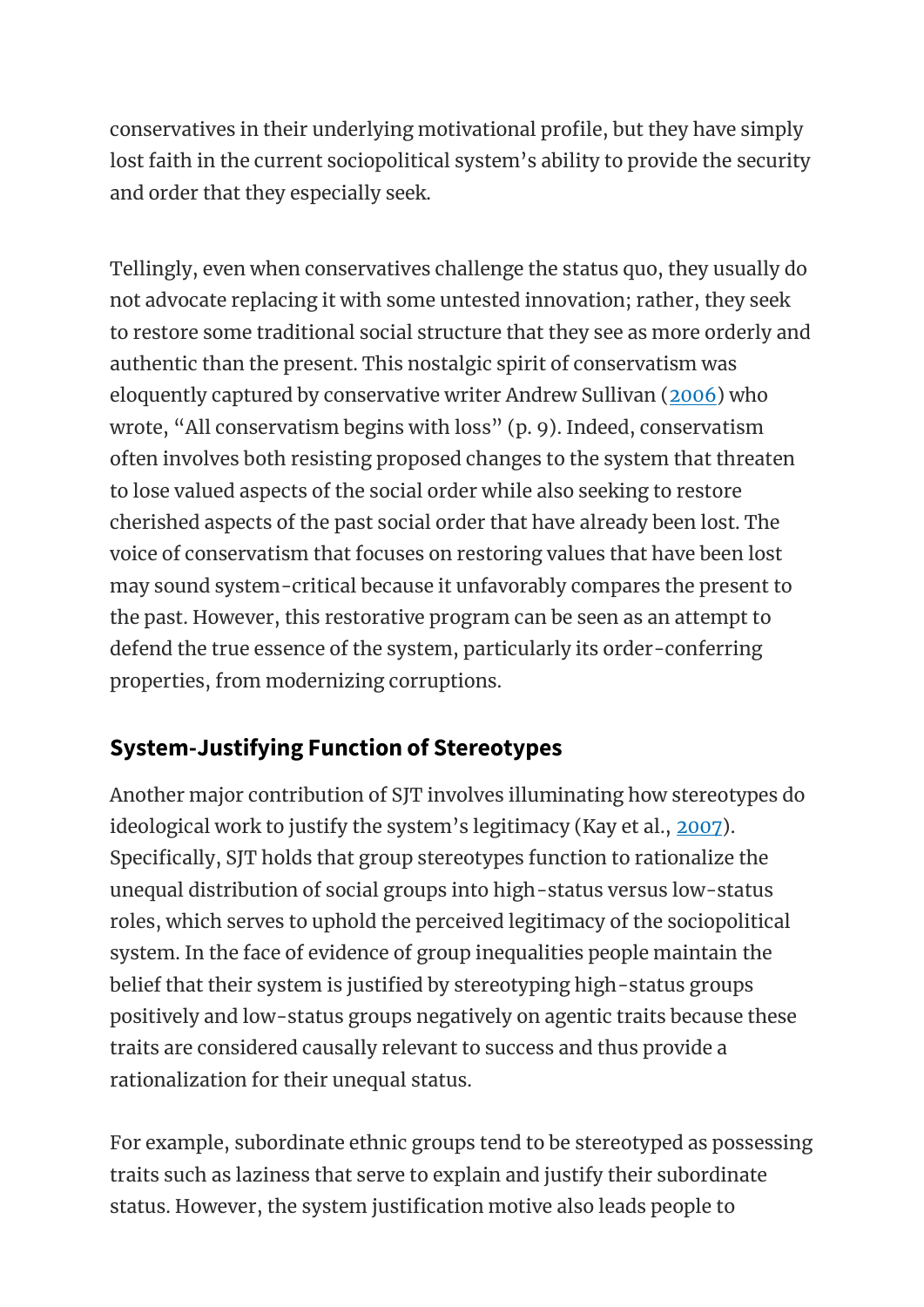conservatives in their underlying motivational profile, but they have simply lost faith in the current sociopolitical system's ability to provide the security and order that they especially seek.

Tellingly, even when conservatives challenge the status quo, they usually do not advocate replacing it with some untested innovation; rather, they seek to restore some traditional social structure that they see as more orderly and authentic than the present. This nostalgic spirit of conservatism was eloquently captured by conservative writer Andrew Sullivan (2006) who wrote, "All conservatism begins with loss" (p. 9). Indeed, conservatism often involves both resisting proposed changes to the system that threaten to lose valued aspects of the social order while also seeking to restore cherished aspects of the past social order that have already been lost. The voice of conservatism that focuses on restoring values that have been lost may sound system-critical because it unfavorably compares the present to the past. However, this restorative program can be seen as an attempt to defend the true essence of the system, particularly its order-conferring properties, from modernizing corruptions.

## System-Justifying Function of Stereotypes

Another major contribution of SJT involves illuminating how stereotypes do ideological work to justify the system's legitimacy (Kay et al., 2007). Specifically, SJT holds that group stereotypes function to rationalize the unequal distribution of social groups into high-status versus low-status roles, which serves to uphold the perceived legitimacy of the sociopolitical system. In the face of evidence of group inequalities people maintain the belief that their system is justified by stereotyping high-status groups positively and low-status groups negatively on agentic traits because these traits are considered causally relevant to success and thus provide a rationalization for their unequal status.

For example, subordinate ethnic groups tend to be stereotyped as possessing traits such as laziness that serve to explain and justify their subordinate status. However, the system justification motive also leads people to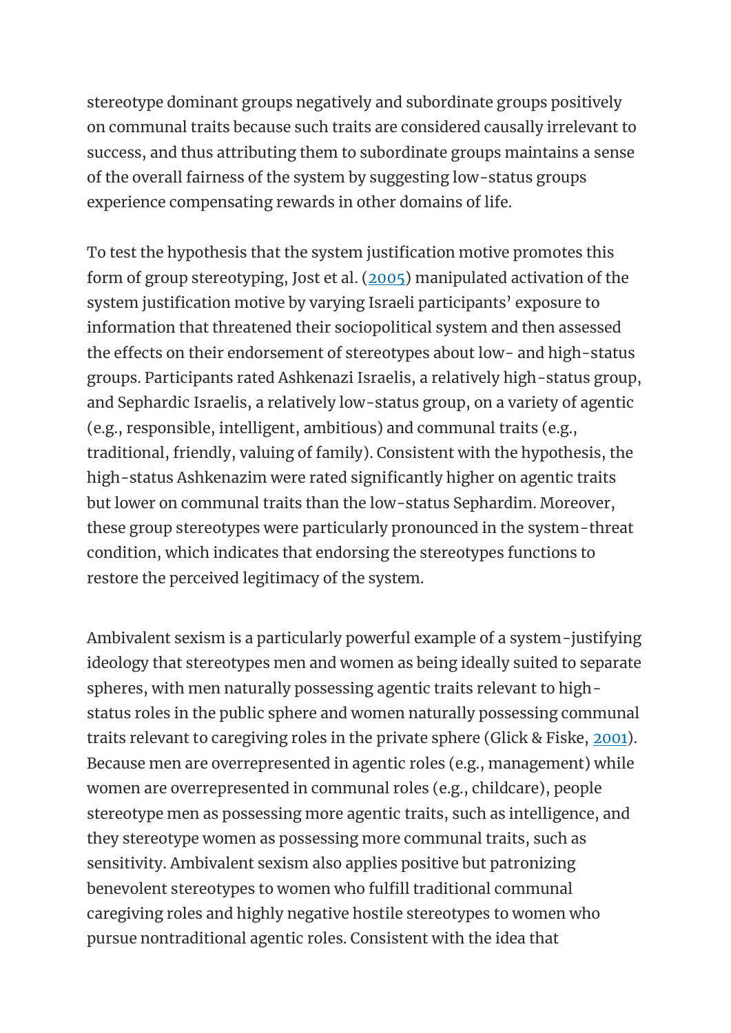stereotype dominant groups negatively and subordinate groups positively on communal traits because such traits are considered causally irrelevant to success, and thus attributing them to subordinate groups maintains a sense of the overall fairness of the system by suggesting low-status groups experience compensating rewards in other domains of life.

To test the hypothesis that the system justification motive promotes this form of group stereotyping, Jost et al. (2005) manipulated activation of the system justification motive by varying Israeli participants' exposure to information that threatened their sociopolitical system and then assessed the effects on their endorsement of stereotypes about low- and high-status groups. Participants rated Ashkenazi Israelis, a relatively high-status group, and Sephardic Israelis, a relatively low-status group, on a variety of agentic (e.g., responsible, intelligent, ambitious) and communal traits (e.g., traditional, friendly, valuing of family). Consistent with the hypothesis, the high-status Ashkenazim were rated significantly higher on agentic traits but lower on communal traits than the low-status Sephardim. Moreover, these group stereotypes were particularly pronounced in the system-threat condition, which indicates that endorsing the stereotypes functions to restore the perceived legitimacy of the system.

Ambivalent sexism is a particularly powerful example of a system-justifying ideology that stereotypes men and women as being ideally suited to separate spheres, with men naturally possessing agentic traits relevant to high-status roles in the public sphere and women naturally possessing communal traits relevant to caregiving roles in the private sphere (Glick & Fiske, 2001). Because men are overrepresented in agentic roles (e.g., management) while women are overrepresented in communal roles (e.g., childcare), people stereotype men as possessing more agentic traits, such as intelligence, and they stereotype women as possessing more communal traits, such as sensitivity. Ambivalent sexism also applies positive but patronizing benevolent stereotypes to women who fulfill traditional communal caregiving roles and highly negative hostile stereotypes to women who pursue nontraditional agentic roles. Consistent with the idea that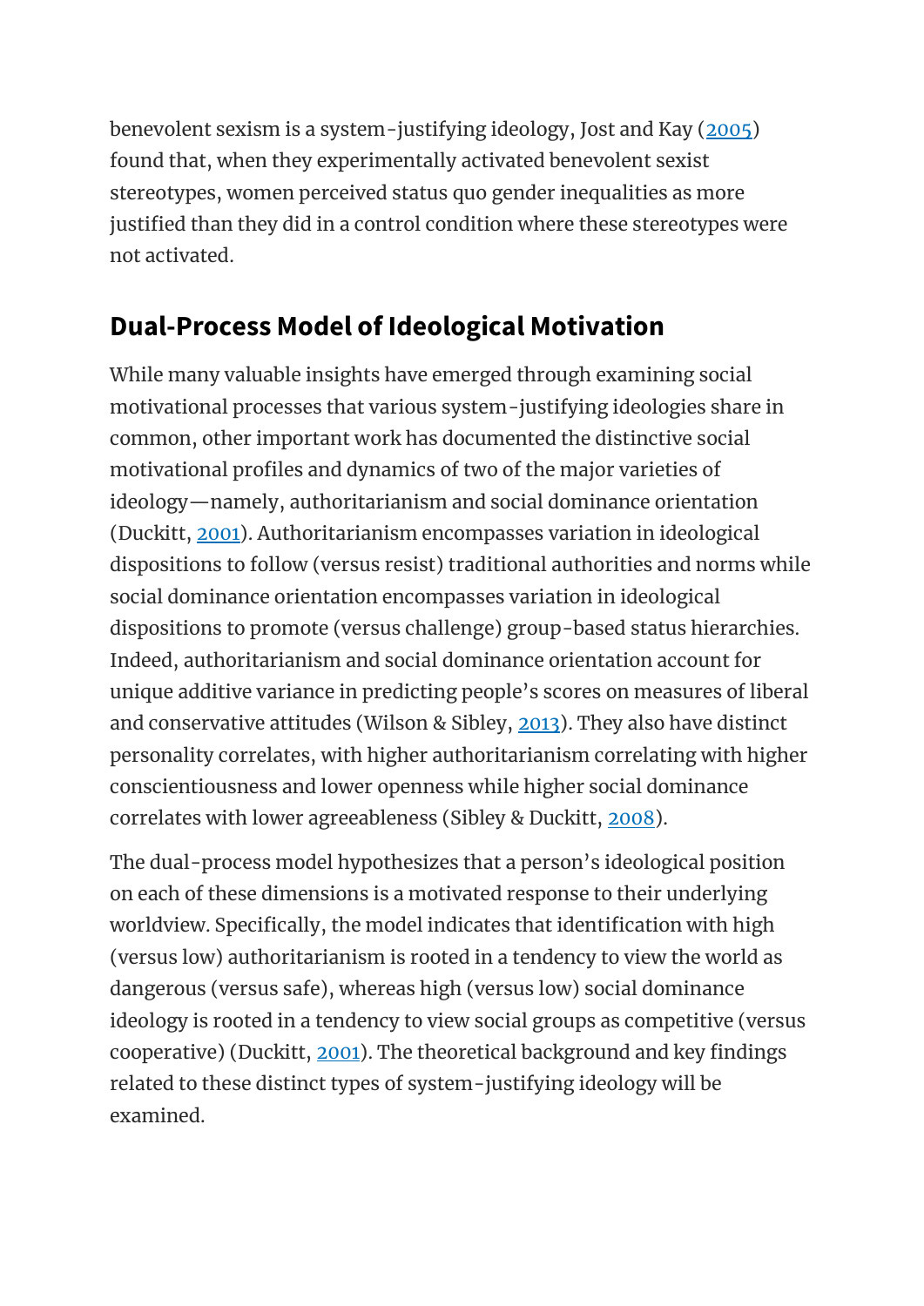benevolent sexism is a system-justifying ideology, Jost and Kay (2005) found that, when they experimentally activated benevolent sexist stereotypes, women perceived status quo gender inequalities as more justified than they did in a control condition where these stereotypes were not activated.

## Dual-Process Model of Ideological Motivation

While many valuable insights have emerged through examining social motivational processes that various system-justifying ideologies share in common, other important work has documented the distinctive social motivational profiles and dynamics of two of the major varieties of ideology—namely, authoritarianism and social dominance orientation (Duckitt, 2001). Authoritarianism encompasses variation in ideological dispositions to follow (versus resist) traditional authorities and norms while social dominance orientation encompasses variation in ideological dispositions to promote (versus challenge) group-based status hierarchies. Indeed, authoritarianism and social dominance orientation account for unique additive variance in predicting people's scores on measures of liberal and conservative attitudes (Wilson & Sibley, 2013). They also have distinct personality correlates, with higher authoritarianism correlating with higher conscientiousness and lower openness while higher social dominance correlates with lower agreeableness (Sibley & Duckitt, 2008).

The dual-process model hypothesizes that a person's ideological position on each of these dimensions is a motivated response to their underlying worldview. Specifically, the model indicates that identification with high (versus low) authoritarianism is rooted in a tendency to view the world as dangerous (versus safe), whereas high (versus low) social dominance ideology is rooted in a tendency to view social groups as competitive (versus cooperative) (Duckitt, 2001). The theoretical background and key findings related to these distinct types of system-justifying ideology will be examined.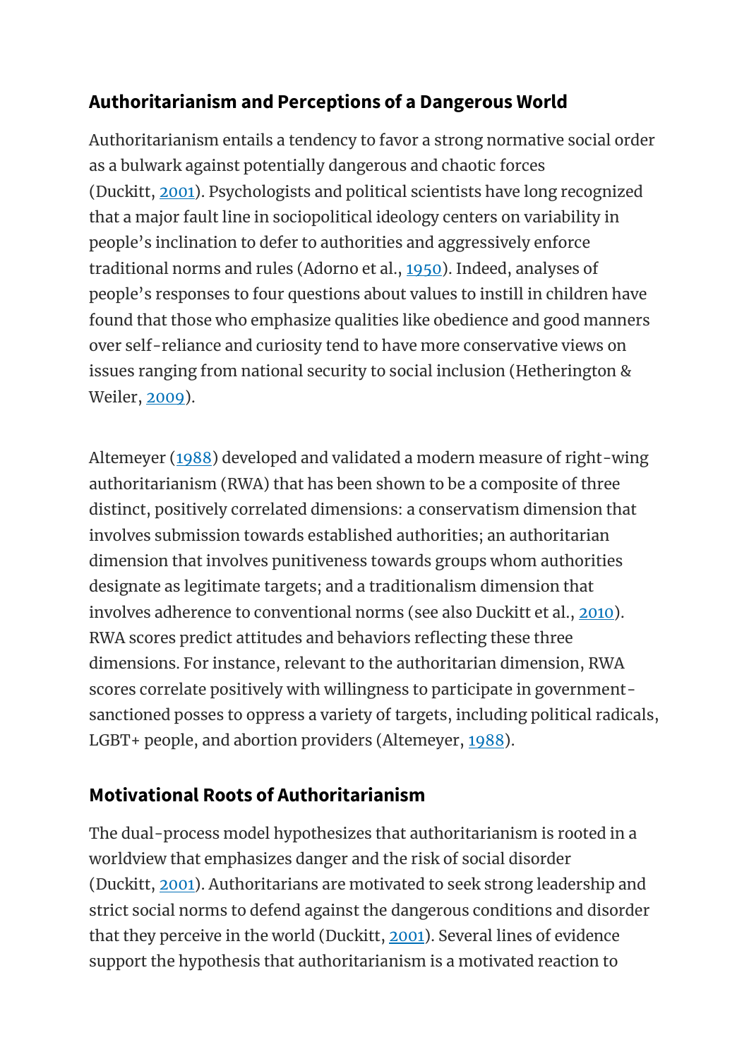## Authoritarianism and Perceptions of a Dangerous World

Authoritarianism entails a tendency to favor a strong normative social order as a bulwark against potentially dangerous and chaotic forces (Duckitt, 2001). Psychologists and political scientists have long recognized that a major fault line in sociopolitical ideology centers on variability in people's inclination to defer to authorities and aggressively enforce traditional norms and rules (Adorno et al., 1950). Indeed, analyses of people's responses to four questions about values to instill in children have found that those who emphasize qualities like obedience and good manners over self-reliance and curiosity tend to have more conservative views on issues ranging from national security to social inclusion (Hetherington & Weiler, 2009).

Altemeyer (1988) developed and validated a modern measure of right-wing authoritarianism (RWA) that has been shown to be a composite of three distinct, positively correlated dimensions: a conservatism dimension that involves submission towards established authorities; an authoritarian dimension that involves punitiveness towards groups whom authorities designate as legitimate targets; and a traditionalism dimension that involves adherence to conventional norms (see also Duckitt et al., 2010). RWA scores predict attitudes and behaviors reflecting these three dimensions. For instance, relevant to the authoritarian dimension, RWA scores correlate positively with willingness to participate in government-sanctioned posses to oppress a variety of targets, including political radicals, LGBT+ people, and abortion providers (Altemeyer, 1988).

## Motivational Roots of Authoritarianism

The dual-process model hypothesizes that authoritarianism is rooted in a worldview that emphasizes danger and the risk of social disorder (Duckitt, 2001). Authoritarians are motivated to seek strong leadership and strict social norms to defend against the dangerous conditions and disorder that they perceive in the world (Duckitt, 2001). Several lines of evidence support the hypothesis that authoritarianism is a motivated reaction to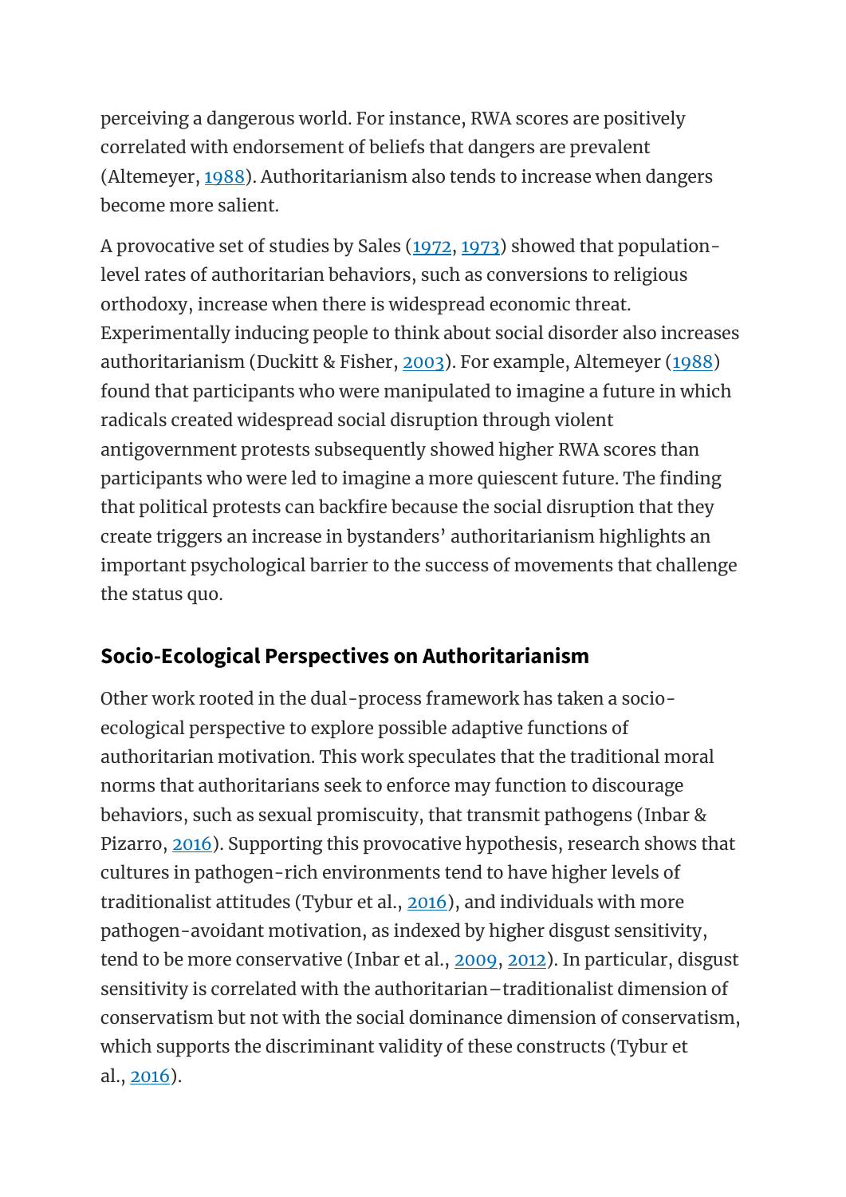perceiving a dangerous world. For instance, RWA scores are positively correlated with endorsement of beliefs that dangers are prevalent (Altemeyer, 1988). Authoritarianism also tends to increase when dangers become more salient.

A provocative set of studies by Sales (1972, 1973) showed that population-level rates of authoritarian behaviors, such as conversions to religious orthodoxy, increase when there is widespread economic threat. Experimentally inducing people to think about social disorder also increases authoritarianism (Duckitt & Fisher, 2003). For example, Altemeyer (1988) found that participants who were manipulated to imagine a future in which radicals created widespread social disruption through violent antigovernment protests subsequently showed higher RWA scores than participants who were led to imagine a more quiescent future. The finding that political protests can backfire because the social disruption that they create triggers an increase in bystanders' authoritarianism highlights an important psychological barrier to the success of movements that challenge the status quo.

## Socio-Ecological Perspectives on Authoritarianism

Other work rooted in the dual-process framework has taken a socio-ecological perspective to explore possible adaptive functions of authoritarian motivation. This work speculates that the traditional moral norms that authoritarians seek to enforce may function to discourage behaviors, such as sexual promiscuity, that transmit pathogens (Inbar & Pizarro, 2016). Supporting this provocative hypothesis, research shows that cultures in pathogen-rich environments tend to have higher levels of traditionalist attitudes (Tybur et al., 2016), and individuals with more pathogen-avoidant motivation, as indexed by higher disgust sensitivity, tend to be more conservative (Inbar et al., 2009, 2012). In particular, disgust sensitivity is correlated with the authoritarian–traditionalist dimension of conservatism but not with the social dominance dimension of conservatism, which supports the discriminant validity of these constructs (Tybur et al., 2016).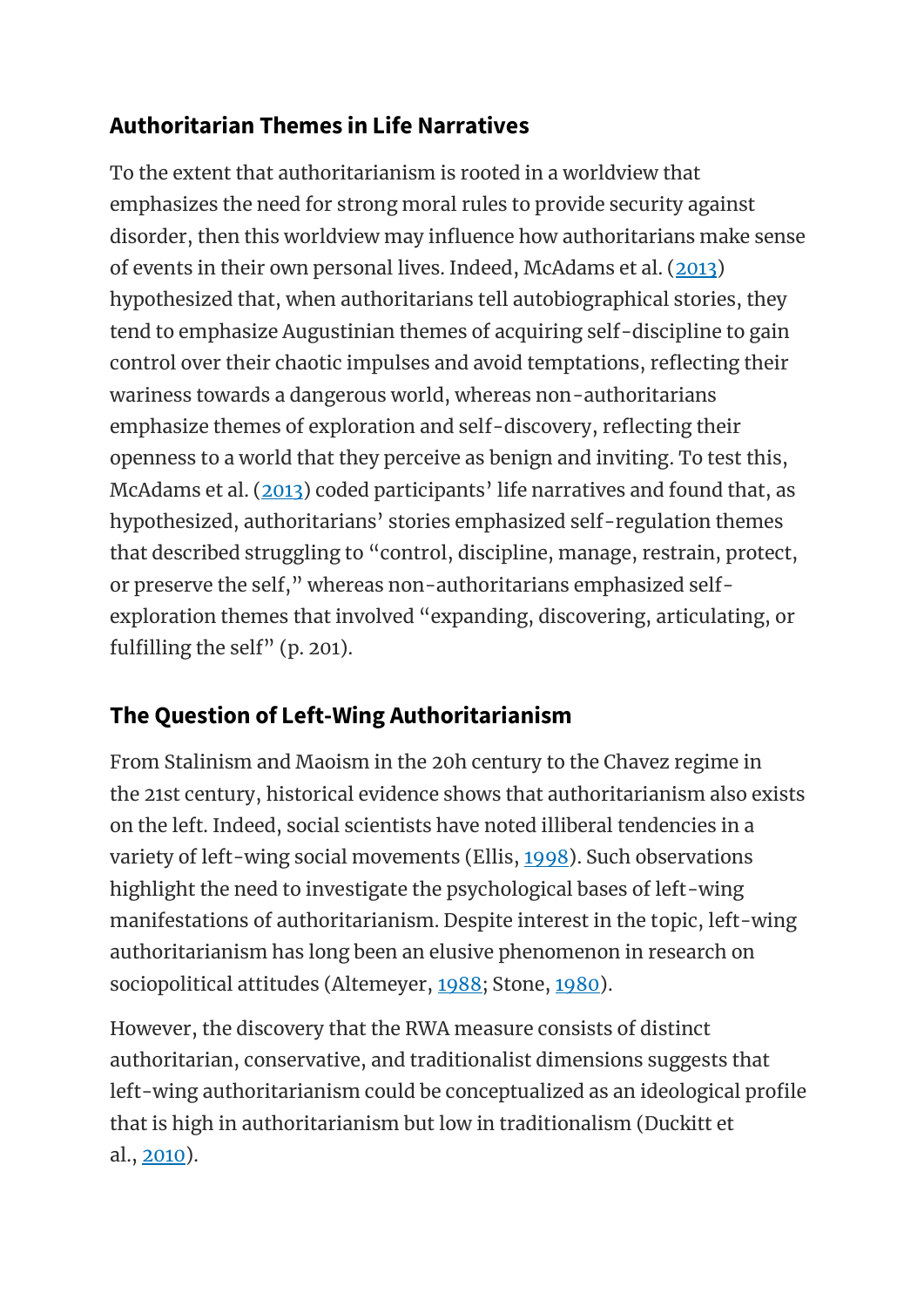## Authoritarian Themes in Life Narratives

To the extent that authoritarianism is rooted in a worldview that emphasizes the need for strong moral rules to provide security against disorder, then this worldview may influence how authoritarians make sense of events in their own personal lives. Indeed, McAdams et al. (2013) hypothesized that, when authoritarians tell autobiographical stories, they tend to emphasize Augustinian themes of acquiring self-discipline to gain control over their chaotic impulses and avoid temptations, reflecting their wariness towards a dangerous world, whereas non-authoritarians emphasize themes of exploration and self-discovery, reflecting their openness to a world that they perceive as benign and inviting. To test this, McAdams et al. (2013) coded participants' life narratives and found that, as hypothesized, authoritarians' stories emphasized self-regulation themes that described struggling to "control, discipline, manage, restrain, protect, or preserve the self," whereas non-authoritarians emphasized self-exploration themes that involved "expanding, discovering, articulating, or fulfilling the self" (p. 201).

## The Question of Left-Wing Authoritarianism

From Stalinism and Maoism in the 20h century to the Chavez regime in the 21st century, historical evidence shows that authoritarianism also exists on the left. Indeed, social scientists have noted illiberal tendencies in a variety of left-wing social movements (Ellis, 1998). Such observations highlight the need to investigate the psychological bases of left-wing manifestations of authoritarianism. Despite interest in the topic, left-wing authoritarianism has long been an elusive phenomenon in research on sociopolitical attitudes (Altemeyer, 1988; Stone, 1980).

However, the discovery that the RWA measure consists of distinct authoritarian, conservative, and traditionalist dimensions suggests that left-wing authoritarianism could be conceptualized as an ideological profile that is high in authoritarianism but low in traditionalism (Duckitt et al., 2010).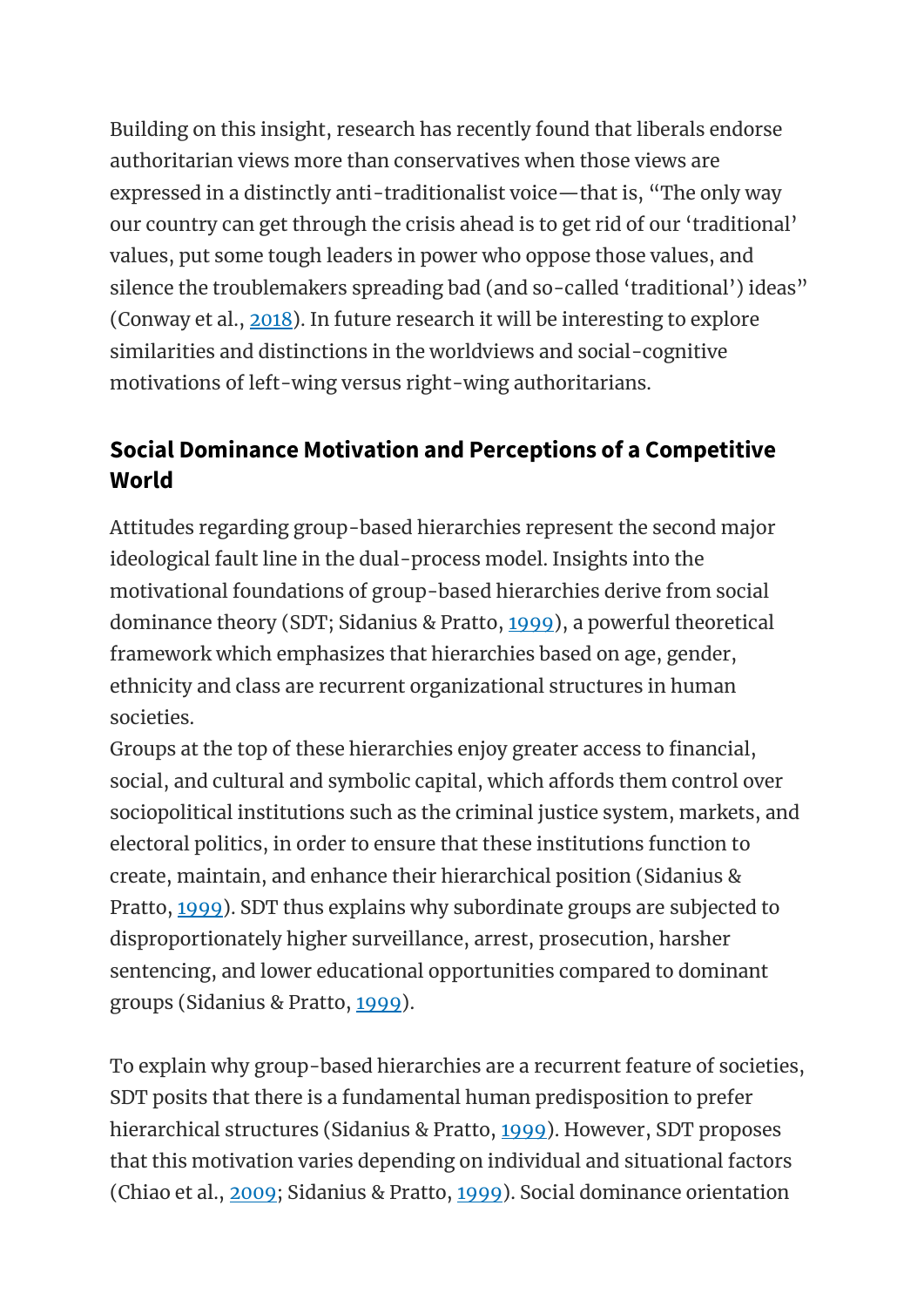Building on this insight, research has recently found that liberals endorse authoritarian views more than conservatives when those views are expressed in a distinctly anti-traditionalist voice—that is, "The only way our country can get through the crisis ahead is to get rid of our 'traditional' values, put some tough leaders in power who oppose those values, and silence the troublemakers spreading bad (and so-called 'traditional') ideas" (Conway et al., 2018). In future research it will be interesting to explore similarities and distinctions in the worldviews and social-cognitive motivations of left-wing versus right-wing authoritarians.

## Social Dominance Motivation and Perceptions of a Competitive World

Attitudes regarding group-based hierarchies represent the second major ideological fault line in the dual-process model. Insights into the motivational foundations of group-based hierarchies derive from social dominance theory (SDT; Sidanius & Pratto, 1999), a powerful theoretical framework which emphasizes that hierarchies based on age, gender, ethnicity and class are recurrent organizational structures in human societies.

Groups at the top of these hierarchies enjoy greater access to financial, social, and cultural and symbolic capital, which affords them control over sociopolitical institutions such as the criminal justice system, markets, and electoral politics, in order to ensure that these institutions function to create, maintain, and enhance their hierarchical position (Sidanius & Pratto, 1999). SDT thus explains why subordinate groups are subjected to disproportionately higher surveillance, arrest, prosecution, harsher sentencing, and lower educational opportunities compared to dominant groups (Sidanius & Pratto, 1999).

To explain why group-based hierarchies are a recurrent feature of societies, SDT posits that there is a fundamental human predisposition to prefer hierarchical structures (Sidanius & Pratto, 1999). However, SDT proposes that this motivation varies depending on individual and situational factors (Chiao et al., 2009; Sidanius & Pratto, 1999). Social dominance orientation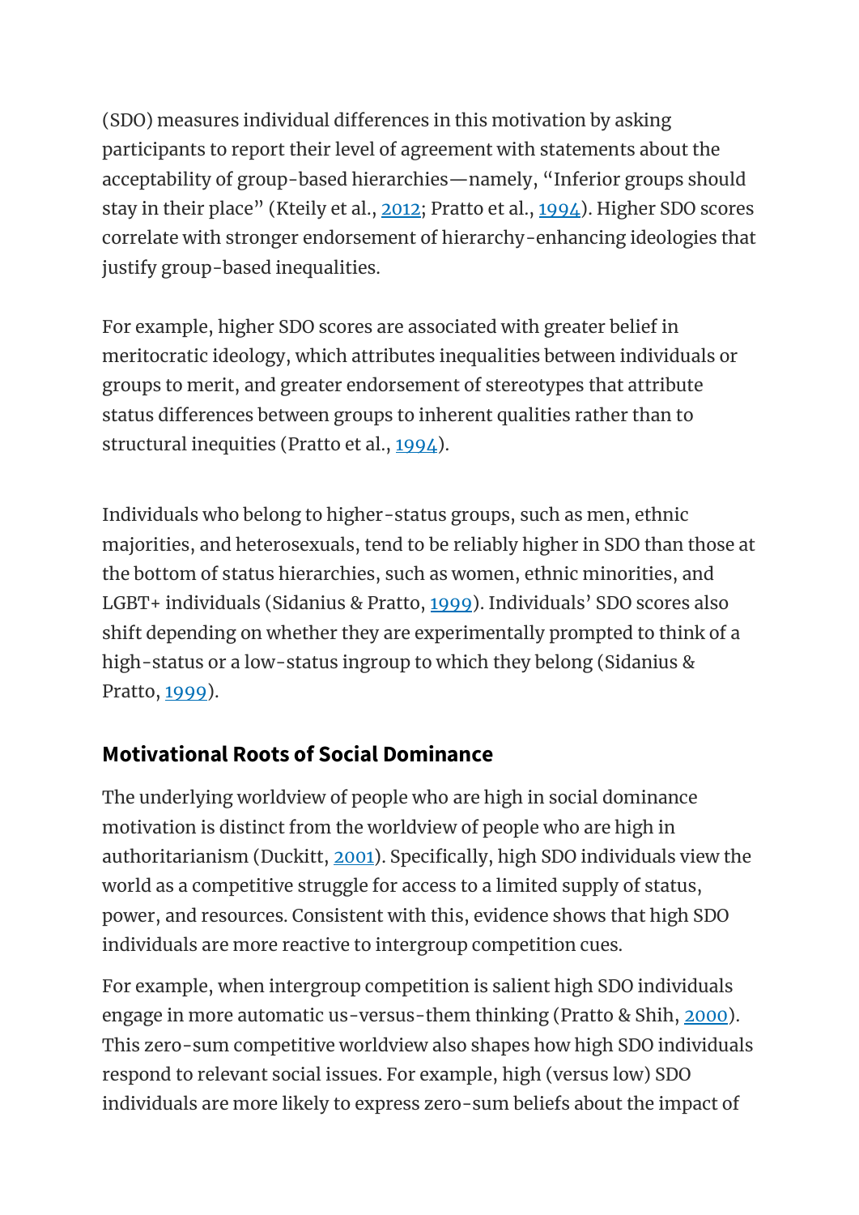(SDO) measures individual differences in this motivation by asking participants to report their level of agreement with statements about the acceptability of group-based hierarchies—namely, "Inferior groups should stay in their place" (Kteily et al., 2012; Pratto et al., 1994). Higher SDO scores correlate with stronger endorsement of hierarchy-enhancing ideologies that justify group-based inequalities.

For example, higher SDO scores are associated with greater belief in meritocratic ideology, which attributes inequalities between individuals or groups to merit, and greater endorsement of stereotypes that attribute status differences between groups to inherent qualities rather than to structural inequities (Pratto et al., 1994).

Individuals who belong to higher-status groups, such as men, ethnic majorities, and heterosexuals, tend to be reliably higher in SDO than those at the bottom of status hierarchies, such as women, ethnic minorities, and LGBT+ individuals (Sidanius & Pratto, 1999). Individuals' SDO scores also shift depending on whether they are experimentally prompted to think of a high-status or a low-status ingroup to which they belong (Sidanius & Pratto, 1999).

## Motivational Roots of Social Dominance

The underlying worldview of people who are high in social dominance motivation is distinct from the worldview of people who are high in authoritarianism (Duckitt, 2001). Specifically, high SDO individuals view the world as a competitive struggle for access to a limited supply of status, power, and resources. Consistent with this, evidence shows that high SDO individuals are more reactive to intergroup competition cues.

For example, when intergroup competition is salient high SDO individuals engage in more automatic us-versus-them thinking (Pratto & Shih, 2000). This zero-sum competitive worldview also shapes how high SDO individuals respond to relevant social issues. For example, high (versus low) SDO individuals are more likely to express zero-sum beliefs about the impact of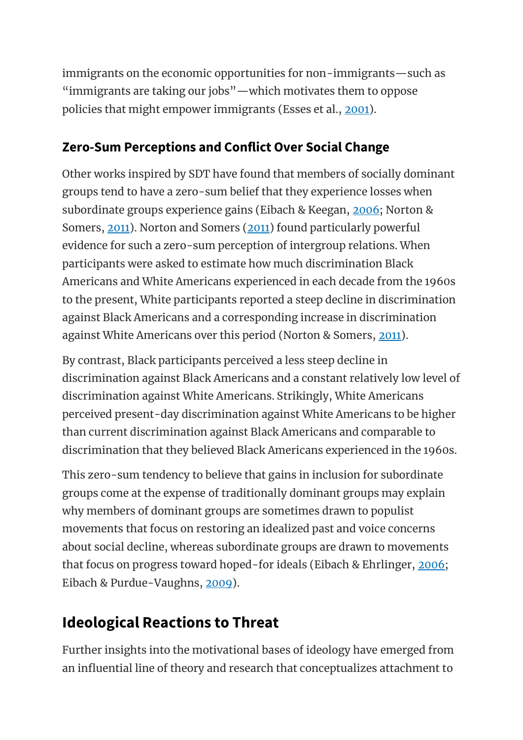immigrants on the economic opportunities for non-immigrants—such as "immigrants are taking our jobs"—which motivates them to oppose policies that might empower immigrants (Esses et al., 2001).

### Zero-Sum Perceptions and Conflict Over Social Change

Other works inspired by SDT have found that members of socially dominant groups tend to have a zero-sum belief that they experience losses when subordinate groups experience gains (Eibach & Keegan, 2006; Norton & Somers, 2011). Norton and Somers (2011) found particularly powerful evidence for such a zero-sum perception of intergroup relations. When participants were asked to estimate how much discrimination Black Americans and White Americans experienced in each decade from the 1960s to the present, White participants reported a steep decline in discrimination against Black Americans and a corresponding increase in discrimination against White Americans over this period (Norton & Somers, 2011).

By contrast, Black participants perceived a less steep decline in discrimination against Black Americans and a constant relatively low level of discrimination against White Americans. Strikingly, White Americans perceived present-day discrimination against White Americans to be higher than current discrimination against Black Americans and comparable to discrimination that they believed Black Americans experienced in the 1960s.

This zero-sum tendency to believe that gains in inclusion for subordinate groups come at the expense of traditionally dominant groups may explain why members of dominant groups are sometimes drawn to populist movements that focus on restoring an idealized past and voice concerns about social decline, whereas subordinate groups are drawn to movements that focus on progress toward hoped-for ideals (Eibach & Ehrlinger, 2006; Eibach & Purdue-Vaughns, 2009).

## Ideological Reactions to Threat

Further insights into the motivational bases of ideology have emerged from an influential line of theory and research that conceptualizes attachment to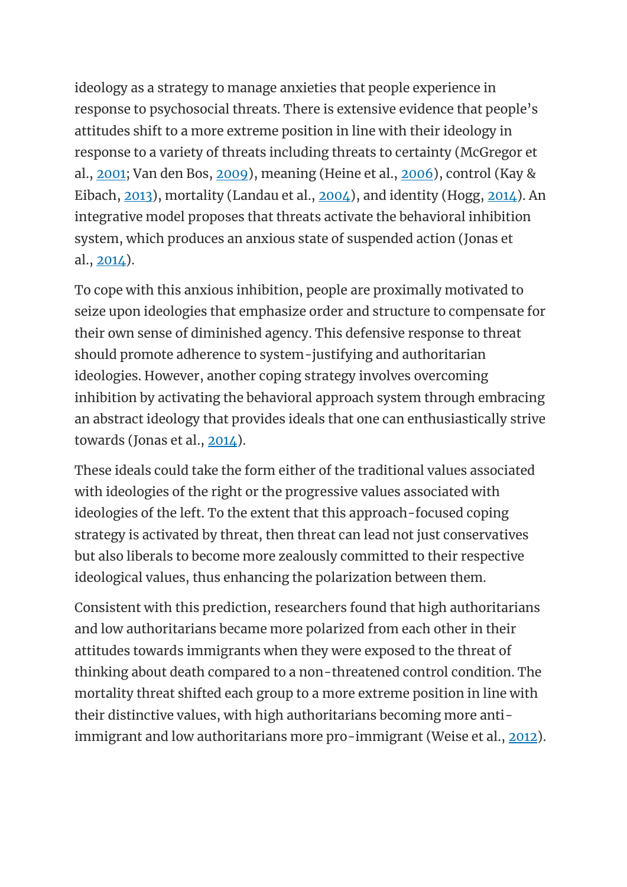ideology as a strategy to manage anxieties that people experience in response to psychosocial threats. There is extensive evidence that people's attitudes shift to a more extreme position in line with their ideology in response to a variety of threats including threats to certainty (McGregor et al., 2001; Van den Bos, 2009), meaning (Heine et al., 2006), control (Kay & Eibach, 2013), mortality (Landau et al., 2004), and identity (Hogg, 2014). An integrative model proposes that threats activate the behavioral inhibition system, which produces an anxious state of suspended action (Jonas et al., 2014).

To cope with this anxious inhibition, people are proximally motivated to seize upon ideologies that emphasize order and structure to compensate for their own sense of diminished agency. This defensive response to threat should promote adherence to system-justifying and authoritarian ideologies. However, another coping strategy involves overcoming inhibition by activating the behavioral approach system through embracing an abstract ideology that provides ideals that one can enthusiastically strive towards (Jonas et al., 2014).

These ideals could take the form either of the traditional values associated with ideologies of the right or the progressive values associated with ideologies of the left. To the extent that this approach-focused coping strategy is activated by threat, then threat can lead not just conservatives but also liberals to become more zealously committed to their respective ideological values, thus enhancing the polarization between them.

Consistent with this prediction, researchers found that high authoritarians and low authoritarians became more polarized from each other in their attitudes towards immigrants when they were exposed to the threat of thinking about death compared to a non-threatened control condition. The mortality threat shifted each group to a more extreme position in line with their distinctive values, with high authoritarians becoming more anti-immigrant and low authoritarians more pro-immigrant (Weise et al., 2012).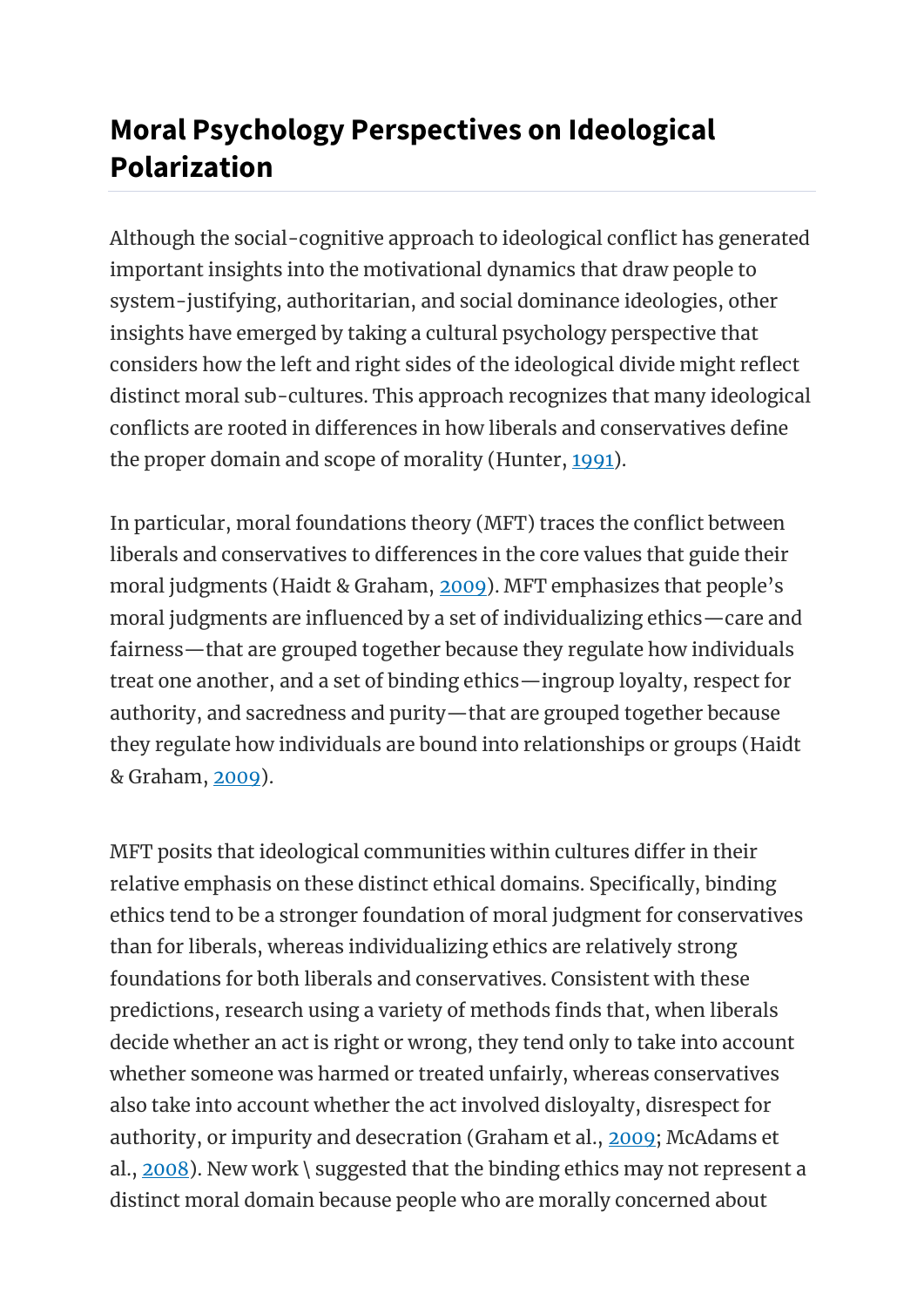## Moral Psychology Perspectives on Ideological Polarization

Although the social-cognitive approach to ideological conflict has generated important insights into the motivational dynamics that draw people to system-justifying, authoritarian, and social dominance ideologies, other insights have emerged by taking a cultural psychology perspective that considers how the left and right sides of the ideological divide might reflect distinct moral sub-cultures. This approach recognizes that many ideological conflicts are rooted in differences in how liberals and conservatives define the proper domain and scope of morality (Hunter, 1991).

In particular, moral foundations theory (MFT) traces the conflict between liberals and conservatives to differences in the core values that guide their moral judgments (Haidt & Graham, 2009). MFT emphasizes that people's moral judgments are influenced by a set of individualizing ethics—care and fairness—that are grouped together because they regulate how individuals treat one another, and a set of binding ethics—ingroup loyalty, respect for authority, and sacredness and purity—that are grouped together because they regulate how individuals are bound into relationships or groups (Haidt & Graham, 2009).

MFT posits that ideological communities within cultures differ in their relative emphasis on these distinct ethical domains. Specifically, binding ethics tend to be a stronger foundation of moral judgment for conservatives than for liberals, whereas individualizing ethics are relatively strong foundations for both liberals and conservatives. Consistent with these predictions, research using a variety of methods finds that, when liberals decide whether an act is right or wrong, they tend only to take into account whether someone was harmed or treated unfairly, whereas conservatives also take into account whether the act involved disloyalty, disrespect for authority, or impurity and desecration (Graham et al., 2009; McAdams et al., 2008). New work \ suggested that the binding ethics may not represent a distinct moral domain because people who are morally concerned about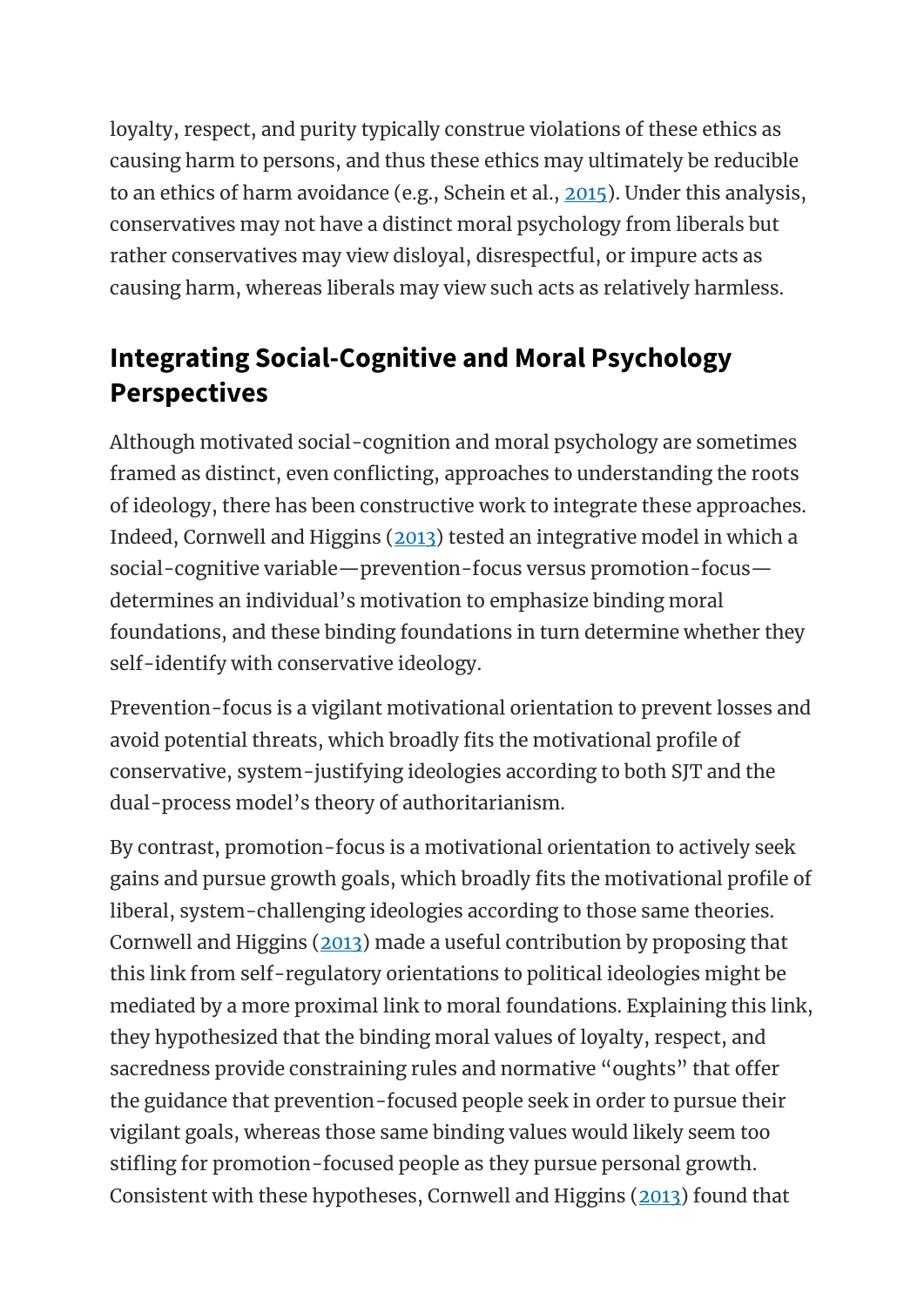loyalty, respect, and purity typically construe violations of these ethics as causing harm to persons, and thus these ethics may ultimately be reducible to an ethics of harm avoidance (e.g., Schein et al., 2015). Under this analysis, conservatives may not have a distinct moral psychology from liberals but rather conservatives may view disloyal, disrespectful, or impure acts as causing harm, whereas liberals may view such acts as relatively harmless.

## Integrating Social-Cognitive and Moral Psychology Perspectives

Although motivated social-cognition and moral psychology are sometimes framed as distinct, even conflicting, approaches to understanding the roots of ideology, there has been constructive work to integrate these approaches. Indeed, Cornwell and Higgins (2013) tested an integrative model in which a social-cognitive variable—prevention-focus versus promotion-focus—determines an individual's motivation to emphasize binding moral foundations, and these binding foundations in turn determine whether they self-identify with conservative ideology.

Prevention-focus is a vigilant motivational orientation to prevent losses and avoid potential threats, which broadly fits the motivational profile of conservative, system-justifying ideologies according to both SJT and the dual-process model's theory of authoritarianism.

By contrast, promotion-focus is a motivational orientation to actively seek gains and pursue growth goals, which broadly fits the motivational profile of liberal, system-challenging ideologies according to those same theories. Cornwell and Higgins (2013) made a useful contribution by proposing that this link from self-regulatory orientations to political ideologies might be mediated by a more proximal link to moral foundations. Explaining this link, they hypothesized that the binding moral values of loyalty, respect, and sacredness provide constraining rules and normative "oughts" that offer the guidance that prevention-focused people seek in order to pursue their vigilant goals, whereas those same binding values would likely seem too stifling for promotion-focused people as they pursue personal growth. Consistent with these hypotheses, Cornwell and Higgins (2013) found that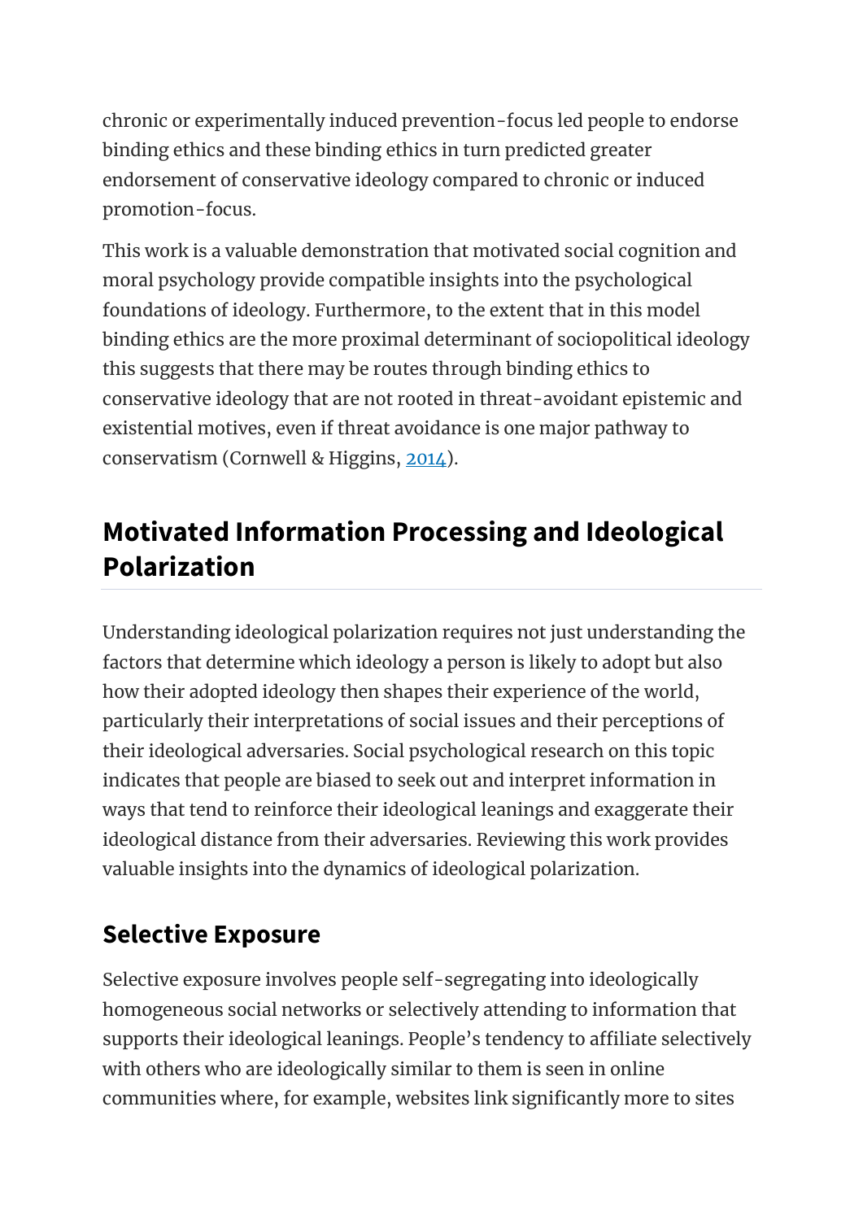chronic or experimentally induced prevention-focus led people to endorse binding ethics and these binding ethics in turn predicted greater endorsement of conservative ideology compared to chronic or induced promotion-focus.

This work is a valuable demonstration that motivated social cognition and moral psychology provide compatible insights into the psychological foundations of ideology. Furthermore, to the extent that in this model binding ethics are the more proximal determinant of sociopolitical ideology this suggests that there may be routes through binding ethics to conservative ideology that are not rooted in threat-avoidant epistemic and existential motives, even if threat avoidance is one major pathway to conservatism (Cornwell & Higgins, 2014).

## Motivated Information Processing and Ideological Polarization

Understanding ideological polarization requires not just understanding the factors that determine which ideology a person is likely to adopt but also how their adopted ideology then shapes their experience of the world, particularly their interpretations of social issues and their perceptions of their ideological adversaries. Social psychological research on this topic indicates that people are biased to seek out and interpret information in ways that tend to reinforce their ideological leanings and exaggerate their ideological distance from their adversaries. Reviewing this work provides valuable insights into the dynamics of ideological polarization.

### Selective Exposure

Selective exposure involves people self-segregating into ideologically homogeneous social networks or selectively attending to information that supports their ideological leanings. People's tendency to affiliate selectively with others who are ideologically similar to them is seen in online communities where, for example, websites link significantly more to sites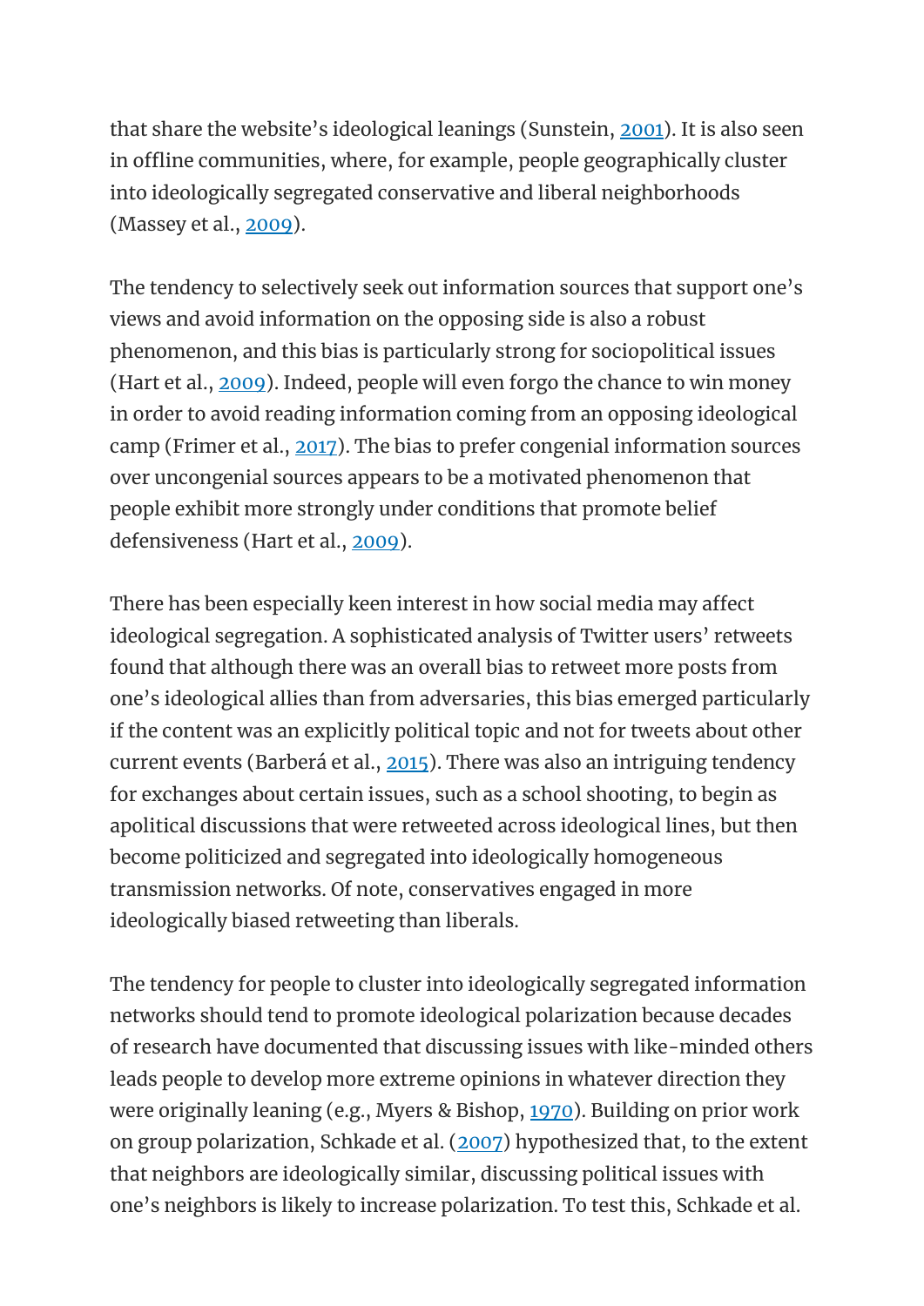that share the website's ideological leanings (Sunstein, 2001). It is also seen in offline communities, where, for example, people geographically cluster into ideologically segregated conservative and liberal neighborhoods (Massey et al., 2009).

The tendency to selectively seek out information sources that support one's views and avoid information on the opposing side is also a robust phenomenon, and this bias is particularly strong for sociopolitical issues (Hart et al., 2009). Indeed, people will even forgo the chance to win money in order to avoid reading information coming from an opposing ideological camp (Frimer et al., 2017). The bias to prefer congenial information sources over uncongenial sources appears to be a motivated phenomenon that people exhibit more strongly under conditions that promote belief defensiveness (Hart et al., 2009).

There has been especially keen interest in how social media may affect ideological segregation. A sophisticated analysis of Twitter users' retweets found that although there was an overall bias to retweet more posts from one's ideological allies than from adversaries, this bias emerged particularly if the content was an explicitly political topic and not for tweets about other current events (Barberá et al., 2015). There was also an intriguing tendency for exchanges about certain issues, such as a school shooting, to begin as apolitical discussions that were retweeted across ideological lines, but then become politicized and segregated into ideologically homogeneous transmission networks. Of note, conservatives engaged in more ideologically biased retweeting than liberals.

The tendency for people to cluster into ideologically segregated information networks should tend to promote ideological polarization because decades of research have documented that discussing issues with like-minded others leads people to develop more extreme opinions in whatever direction they were originally leaning (e.g., Myers & Bishop, 1970). Building on prior work on group polarization, Schkade et al. (2007) hypothesized that, to the extent that neighbors are ideologically similar, discussing political issues with one's neighbors is likely to increase polarization. To test this, Schkade et al.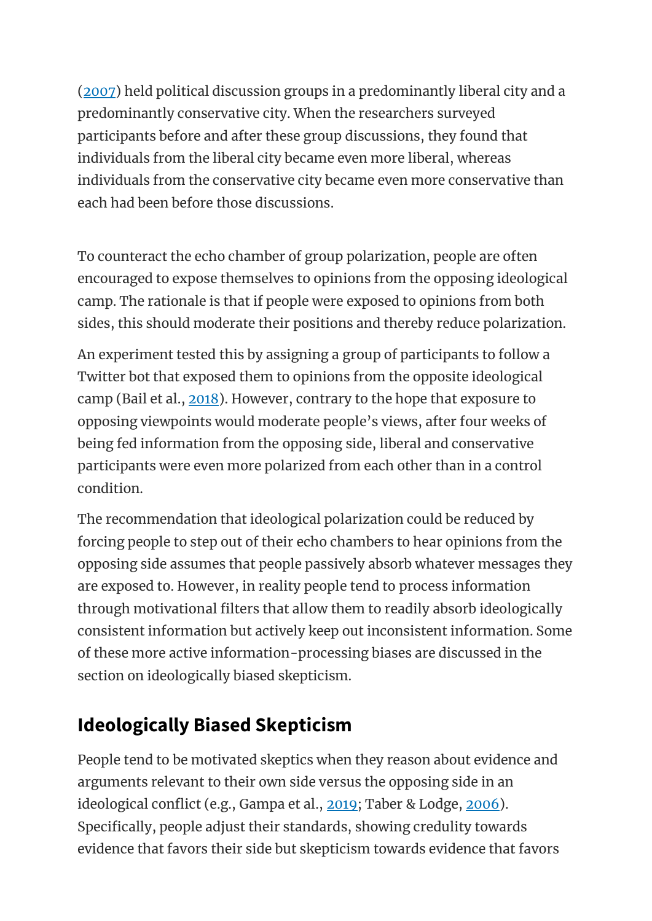(2007) held political discussion groups in a predominantly liberal city and a predominantly conservative city. When the researchers surveyed participants before and after these group discussions, they found that individuals from the liberal city became even more liberal, whereas individuals from the conservative city became even more conservative than each had been before those discussions.

To counteract the echo chamber of group polarization, people are often encouraged to expose themselves to opinions from the opposing ideological camp. The rationale is that if people were exposed to opinions from both sides, this should moderate their positions and thereby reduce polarization.

An experiment tested this by assigning a group of participants to follow a Twitter bot that exposed them to opinions from the opposite ideological camp (Bail et al., 2018). However, contrary to the hope that exposure to opposing viewpoints would moderate people's views, after four weeks of being fed information from the opposing side, liberal and conservative participants were even more polarized from each other than in a control condition.

The recommendation that ideological polarization could be reduced by forcing people to step out of their echo chambers to hear opinions from the opposing side assumes that people passively absorb whatever messages they are exposed to. However, in reality people tend to process information through motivational filters that allow them to readily absorb ideologically consistent information but actively keep out inconsistent information. Some of these more active information-processing biases are discussed in the section on ideologically biased skepticism.

## Ideologically Biased Skepticism

People tend to be motivated skeptics when they reason about evidence and arguments relevant to their own side versus the opposing side in an ideological conflict (e.g., Gampa et al., 2019; Taber & Lodge, 2006). Specifically, people adjust their standards, showing credulity towards evidence that favors their side but skepticism towards evidence that favors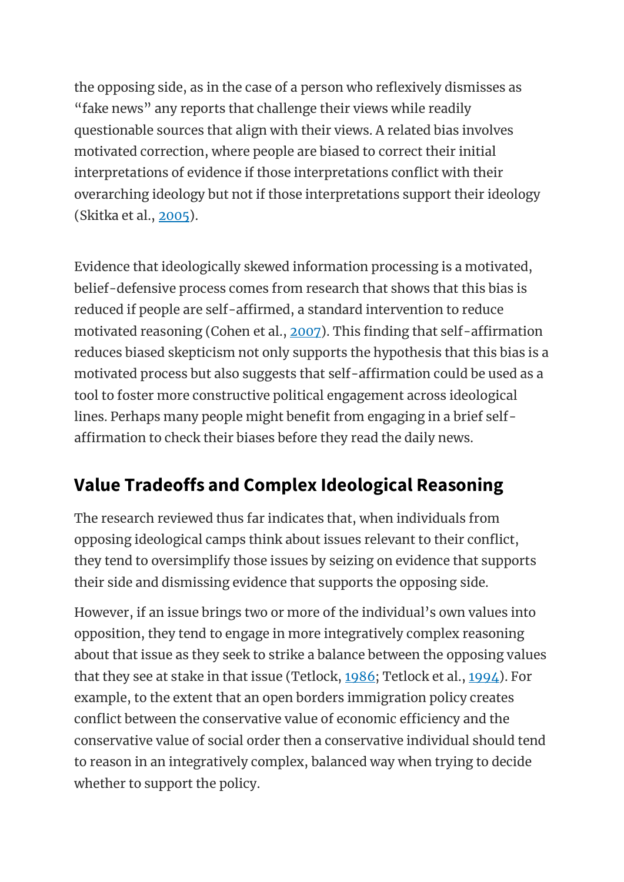the opposing side, as in the case of a person who reflexively dismisses as "fake news" any reports that challenge their views while readily questionable sources that align with their views. A related bias involves motivated correction, where people are biased to correct their initial interpretations of evidence if those interpretations conflict with their overarching ideology but not if those interpretations support their ideology (Skitka et al., 2005).

Evidence that ideologically skewed information processing is a motivated, belief-defensive process comes from research that shows that this bias is reduced if people are self-affirmed, a standard intervention to reduce motivated reasoning (Cohen et al., 2007). This finding that self-affirmation reduces biased skepticism not only supports the hypothesis that this bias is a motivated process but also suggests that self-affirmation could be used as a tool to foster more constructive political engagement across ideological lines. Perhaps many people might benefit from engaging in a brief self-affirmation to check their biases before they read the daily news.

## Value Tradeoffs and Complex Ideological Reasoning

The research reviewed thus far indicates that, when individuals from opposing ideological camps think about issues relevant to their conflict, they tend to oversimplify those issues by seizing on evidence that supports their side and dismissing evidence that supports the opposing side.

However, if an issue brings two or more of the individual's own values into opposition, they tend to engage in more integratively complex reasoning about that issue as they seek to strike a balance between the opposing values that they see at stake in that issue (Tetlock, 1986; Tetlock et al., 1994). For example, to the extent that an open borders immigration policy creates conflict between the conservative value of economic efficiency and the conservative value of social order then a conservative individual should tend to reason in an integratively complex, balanced way when trying to decide whether to support the policy.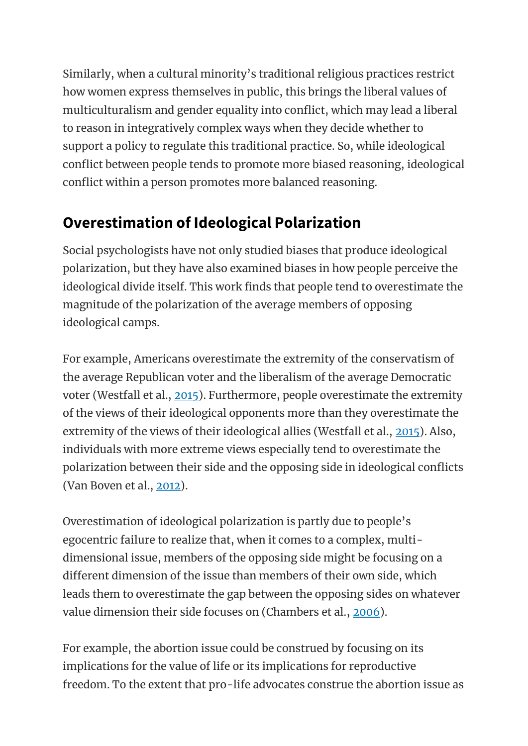Similarly, when a cultural minority's traditional religious practices restrict how women express themselves in public, this brings the liberal values of multiculturalism and gender equality into conflict, which may lead a liberal to reason in integratively complex ways when they decide whether to support a policy to regulate this traditional practice. So, while ideological conflict between people tends to promote more biased reasoning, ideological conflict within a person promotes more balanced reasoning.

## Overestimation of Ideological Polarization

Social psychologists have not only studied biases that produce ideological polarization, but they have also examined biases in how people perceive the ideological divide itself. This work finds that people tend to overestimate the magnitude of the polarization of the average members of opposing ideological camps.

For example, Americans overestimate the extremity of the conservatism of the average Republican voter and the liberalism of the average Democratic voter (Westfall et al., 2015). Furthermore, people overestimate the extremity of the views of their ideological opponents more than they overestimate the extremity of the views of their ideological allies (Westfall et al., 2015). Also, individuals with more extreme views especially tend to overestimate the polarization between their side and the opposing side in ideological conflicts (Van Boven et al., 2012).

Overestimation of ideological polarization is partly due to people's egocentric failure to realize that, when it comes to a complex, multi-dimensional issue, members of the opposing side might be focusing on a different dimension of the issue than members of their own side, which leads them to overestimate the gap between the opposing sides on whatever value dimension their side focuses on (Chambers et al., 2006).

For example, the abortion issue could be construed by focusing on its implications for the value of life or its implications for reproductive freedom. To the extent that pro-life advocates construe the abortion issue as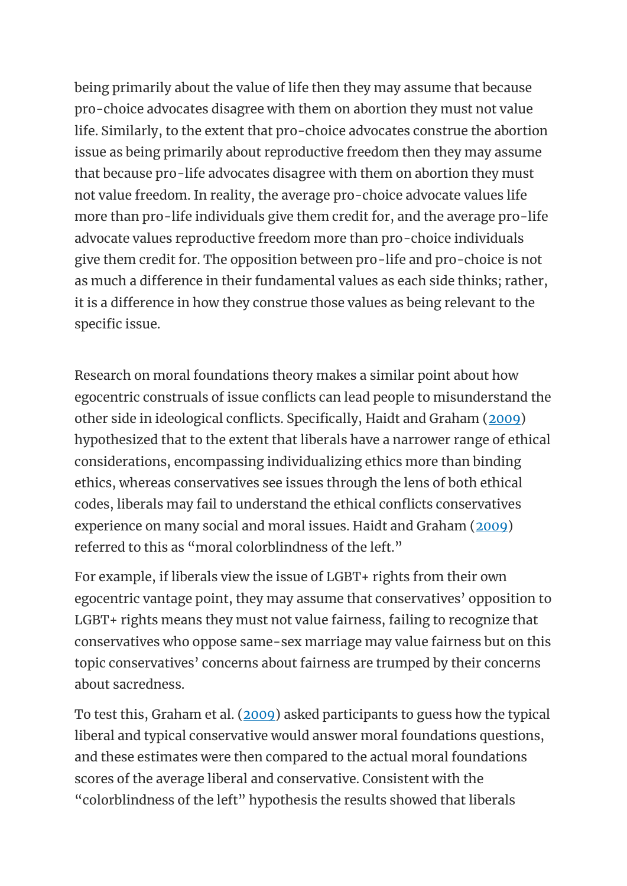being primarily about the value of life then they may assume that because pro-choice advocates disagree with them on abortion they must not value life. Similarly, to the extent that pro-choice advocates construe the abortion issue as being primarily about reproductive freedom then they may assume that because pro-life advocates disagree with them on abortion they must not value freedom. In reality, the average pro-choice advocate values life more than pro-life individuals give them credit for, and the average pro-life advocate values reproductive freedom more than pro-choice individuals give them credit for. The opposition between pro-life and pro-choice is not as much a difference in their fundamental values as each side thinks; rather, it is a difference in how they construe those values as being relevant to the specific issue.

Research on moral foundations theory makes a similar point about how egocentric construals of issue conflicts can lead people to misunderstand the other side in ideological conflicts. Specifically, Haidt and Graham (2009) hypothesized that to the extent that liberals have a narrower range of ethical considerations, encompassing individualizing ethics more than binding ethics, whereas conservatives see issues through the lens of both ethical codes, liberals may fail to understand the ethical conflicts conservatives experience on many social and moral issues. Haidt and Graham (2009) referred to this as "moral colorblindness of the left."

For example, if liberals view the issue of LGBT+ rights from their own egocentric vantage point, they may assume that conservatives' opposition to LGBT+ rights means they must not value fairness, failing to recognize that conservatives who oppose same-sex marriage may value fairness but on this topic conservatives' concerns about fairness are trumped by their concerns about sacredness.

To test this, Graham et al. (2009) asked participants to guess how the typical liberal and typical conservative would answer moral foundations questions, and these estimates were then compared to the actual moral foundations scores of the average liberal and conservative. Consistent with the "colorblindness of the left" hypothesis the results showed that liberals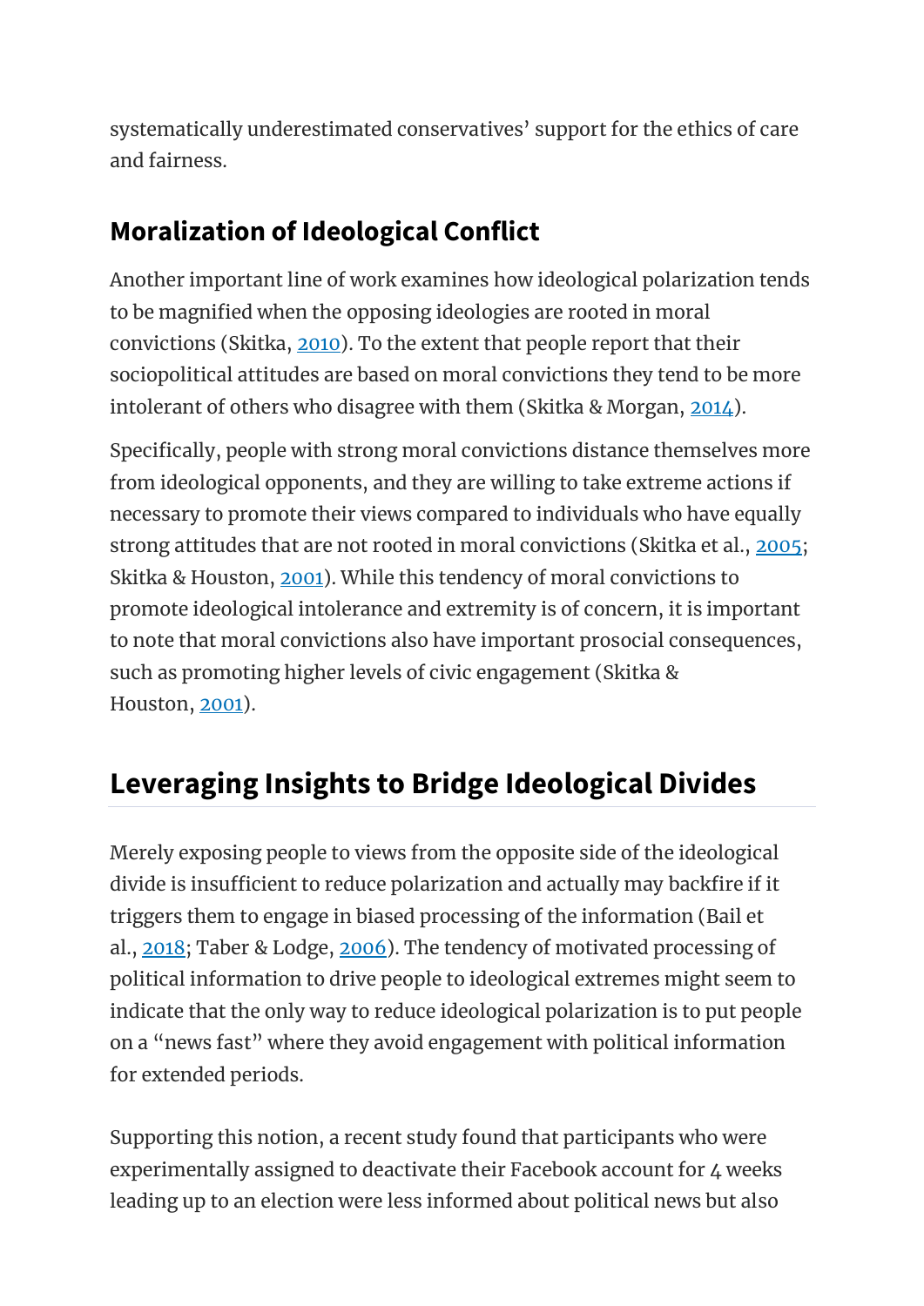systematically underestimated conservatives' support for the ethics of care and fairness.

### Moralization of Ideological Conflict

Another important line of work examines how ideological polarization tends to be magnified when the opposing ideologies are rooted in moral convictions (Skitka, 2010). To the extent that people report that their sociopolitical attitudes are based on moral convictions they tend to be more intolerant of others who disagree with them (Skitka & Morgan, 2014).

Specifically, people with strong moral convictions distance themselves more from ideological opponents, and they are willing to take extreme actions if necessary to promote their views compared to individuals who have equally strong attitudes that are not rooted in moral convictions (Skitka et al., 2005; Skitka & Houston, 2001). While this tendency of moral convictions to promote ideological intolerance and extremity is of concern, it is important to note that moral convictions also have important prosocial consequences, such as promoting higher levels of civic engagement (Skitka & Houston, 2001).

## Leveraging Insights to Bridge Ideological Divides

Merely exposing people to views from the opposite side of the ideological divide is insufficient to reduce polarization and actually may backfire if it triggers them to engage in biased processing of the information (Bail et al., 2018; Taber & Lodge, 2006). The tendency of motivated processing of political information to drive people to ideological extremes might seem to indicate that the only way to reduce ideological polarization is to put people on a "news fast" where they avoid engagement with political information for extended periods.

Supporting this notion, a recent study found that participants who were experimentally assigned to deactivate their Facebook account for 4 weeks leading up to an election were less informed about political news but also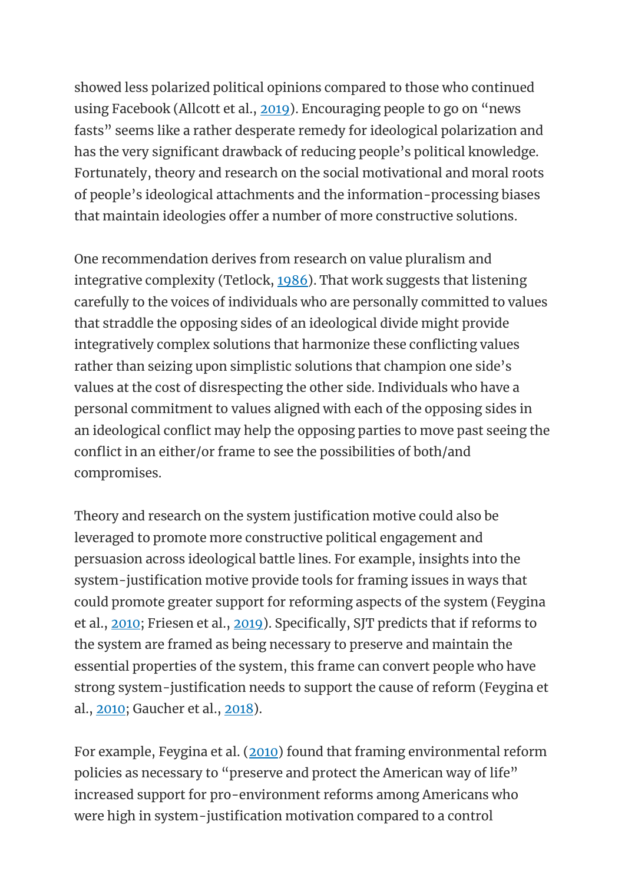showed less polarized political opinions compared to those who continued using Facebook (Allcott et al., 2019). Encouraging people to go on "news fasts" seems like a rather desperate remedy for ideological polarization and has the very significant drawback of reducing people's political knowledge. Fortunately, theory and research on the social motivational and moral roots of people's ideological attachments and the information-processing biases that maintain ideologies offer a number of more constructive solutions.

One recommendation derives from research on value pluralism and integrative complexity (Tetlock, 1986). That work suggests that listening carefully to the voices of individuals who are personally committed to values that straddle the opposing sides of an ideological divide might provide integratively complex solutions that harmonize these conflicting values rather than seizing upon simplistic solutions that champion one side's values at the cost of disrespecting the other side. Individuals who have a personal commitment to values aligned with each of the opposing sides in an ideological conflict may help the opposing parties to move past seeing the conflict in an either/or frame to see the possibilities of both/and compromises.

Theory and research on the system justification motive could also be leveraged to promote more constructive political engagement and persuasion across ideological battle lines. For example, insights into the system-justification motive provide tools for framing issues in ways that could promote greater support for reforming aspects of the system (Feygina et al., 2010; Friesen et al., 2019). Specifically, SJT predicts that if reforms to the system are framed as being necessary to preserve and maintain the essential properties of the system, this frame can convert people who have strong system-justification needs to support the cause of reform (Feygina et al., 2010; Gaucher et al., 2018).

For example, Feygina et al. (2010) found that framing environmental reform policies as necessary to "preserve and protect the American way of life" increased support for pro-environment reforms among Americans who were high in system-justification motivation compared to a control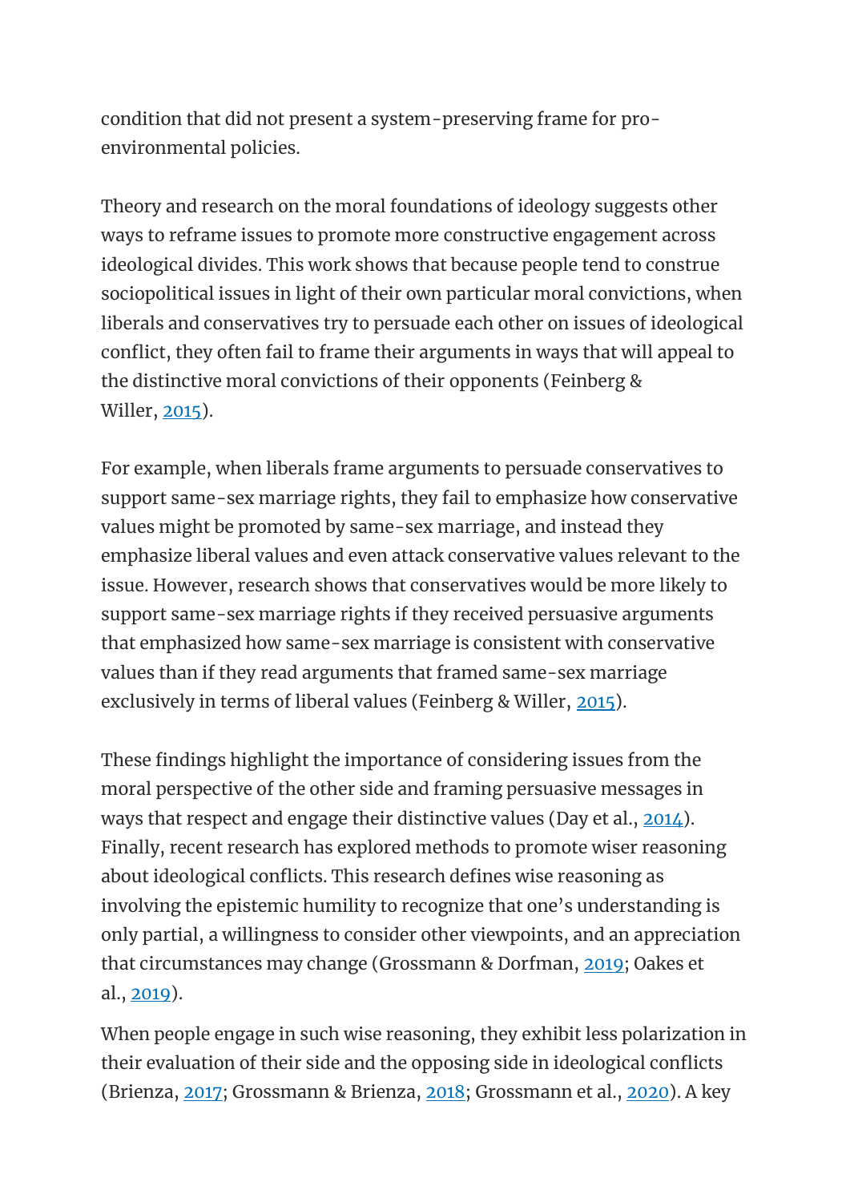condition that did not present a system-preserving frame for pro-environmental policies.

Theory and research on the moral foundations of ideology suggests other ways to reframe issues to promote more constructive engagement across ideological divides. This work shows that because people tend to construe sociopolitical issues in light of their own particular moral convictions, when liberals and conservatives try to persuade each other on issues of ideological conflict, they often fail to frame their arguments in ways that will appeal to the distinctive moral convictions of their opponents (Feinberg & Willer, 2015).

For example, when liberals frame arguments to persuade conservatives to support same-sex marriage rights, they fail to emphasize how conservative values might be promoted by same-sex marriage, and instead they emphasize liberal values and even attack conservative values relevant to the issue. However, research shows that conservatives would be more likely to support same-sex marriage rights if they received persuasive arguments that emphasized how same-sex marriage is consistent with conservative values than if they read arguments that framed same-sex marriage exclusively in terms of liberal values (Feinberg & Willer, 2015).

These findings highlight the importance of considering issues from the moral perspective of the other side and framing persuasive messages in ways that respect and engage their distinctive values (Day et al., 2014). Finally, recent research has explored methods to promote wiser reasoning about ideological conflicts. This research defines wise reasoning as involving the epistemic humility to recognize that one's understanding is only partial, a willingness to consider other viewpoints, and an appreciation that circumstances may change (Grossmann & Dorfman, 2019; Oakes et al., 2019).

When people engage in such wise reasoning, they exhibit less polarization in their evaluation of their side and the opposing side in ideological conflicts (Brienza, 2017; Grossmann & Brienza, 2018; Grossmann et al., 2020). A key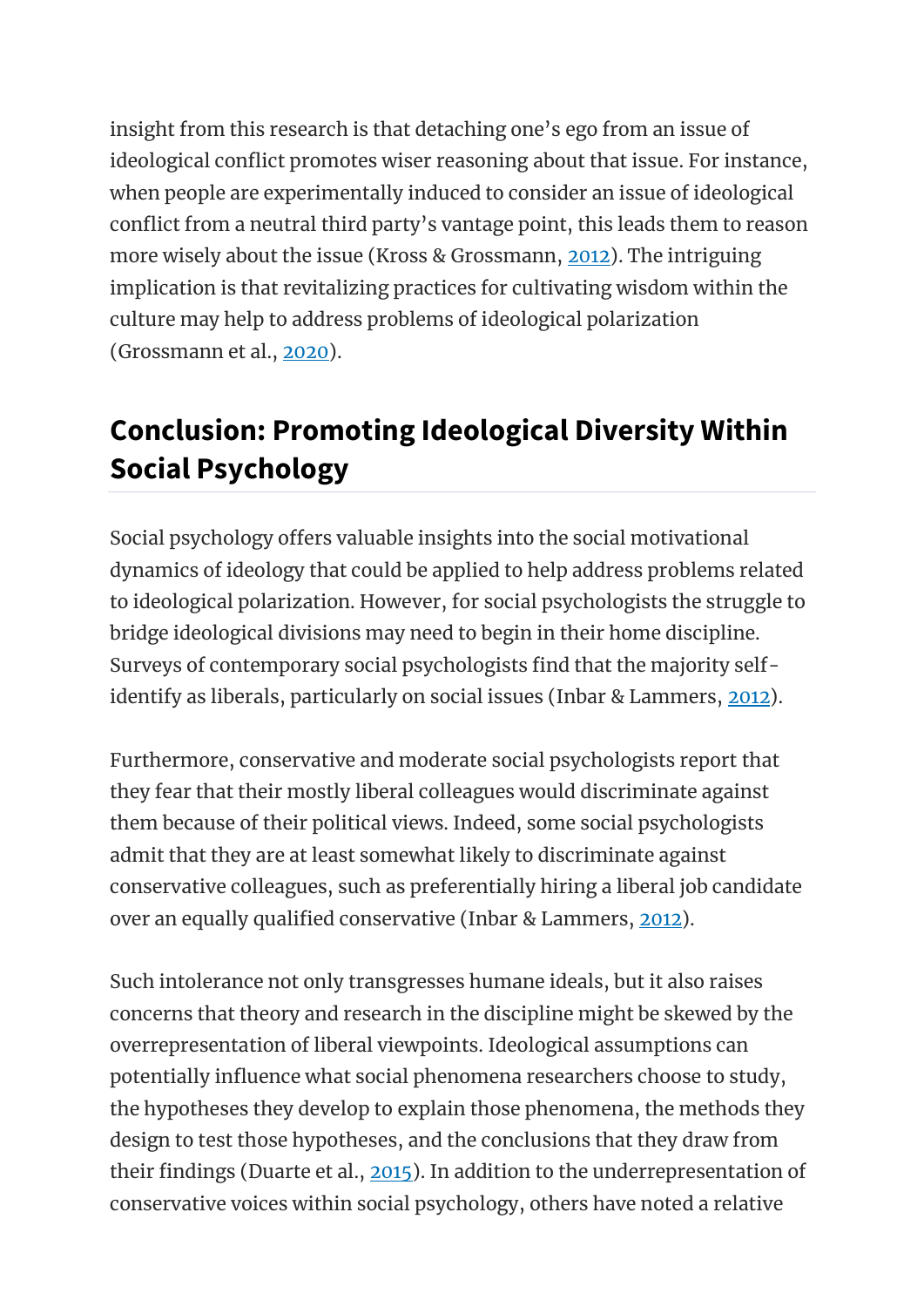insight from this research is that detaching one's ego from an issue of ideological conflict promotes wiser reasoning about that issue. For instance, when people are experimentally induced to consider an issue of ideological conflict from a neutral third party's vantage point, this leads them to reason more wisely about the issue (Kross & Grossmann, 2012). The intriguing implication is that revitalizing practices for cultivating wisdom within the culture may help to address problems of ideological polarization (Grossmann et al., 2020).

## Conclusion: Promoting Ideological Diversity Within Social Psychology

Social psychology offers valuable insights into the social motivational dynamics of ideology that could be applied to help address problems related to ideological polarization. However, for social psychologists the struggle to bridge ideological divisions may need to begin in their home discipline. Surveys of contemporary social psychologists find that the majority self-identify as liberals, particularly on social issues (Inbar & Lammers, 2012).

Furthermore, conservative and moderate social psychologists report that they fear that their mostly liberal colleagues would discriminate against them because of their political views. Indeed, some social psychologists admit that they are at least somewhat likely to discriminate against conservative colleagues, such as preferentially hiring a liberal job candidate over an equally qualified conservative (Inbar & Lammers, 2012).

Such intolerance not only transgresses humane ideals, but it also raises concerns that theory and research in the discipline might be skewed by the overrepresentation of liberal viewpoints. Ideological assumptions can potentially influence what social phenomena researchers choose to study, the hypotheses they develop to explain those phenomena, the methods they design to test those hypotheses, and the conclusions that they draw from their findings (Duarte et al., 2015). In addition to the underrepresentation of conservative voices within social psychology, others have noted a relative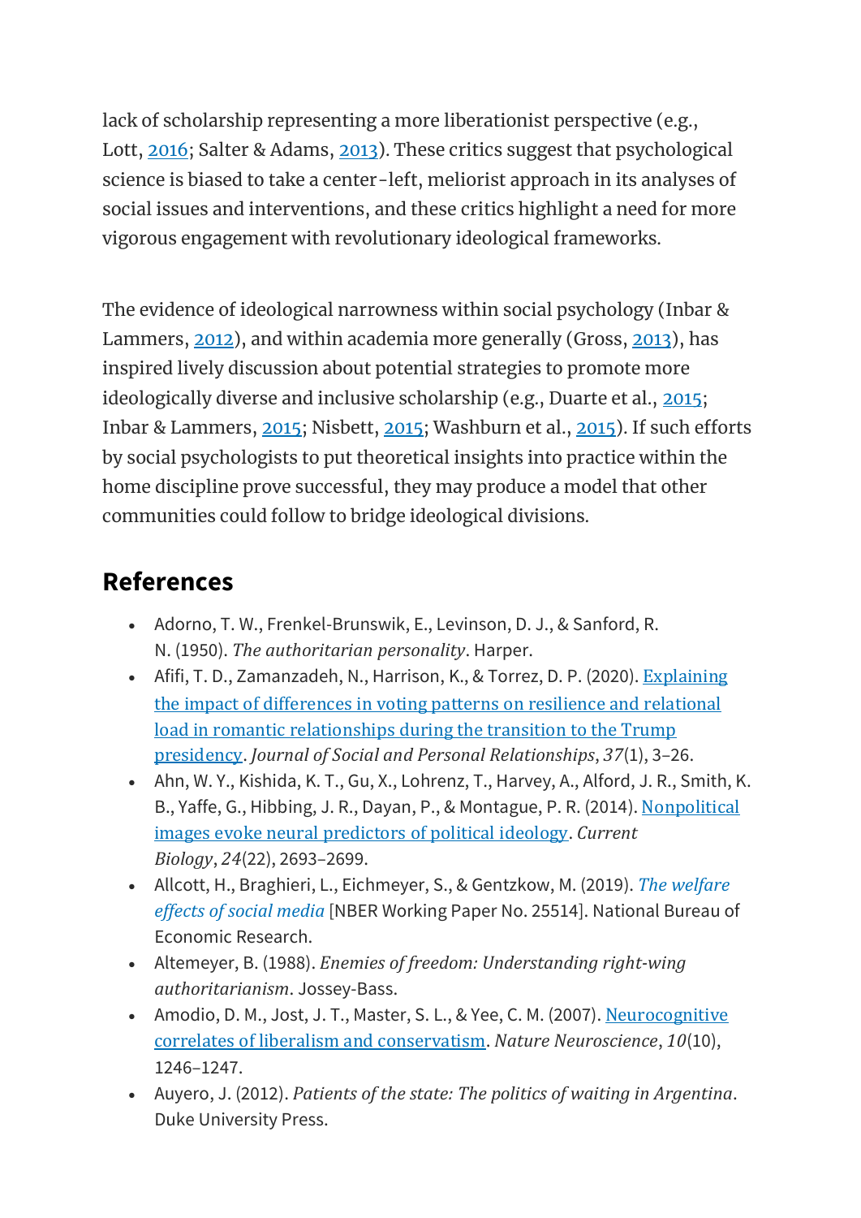lack of scholarship representing a more liberationist perspective (e.g., Lott, 2016; Salter & Adams, 2013). These critics suggest that psychological science is biased to take a center-left, meliorist approach in its analyses of social issues and interventions, and these critics highlight a need for more vigorous engagement with revolutionary ideological frameworks.

The evidence of ideological narrowness within social psychology (Inbar & Lammers, 2012), and within academia more generally (Gross, 2013), has inspired lively discussion about potential strategies to promote more ideologically diverse and inclusive scholarship (e.g., Duarte et al., 2015; Inbar & Lammers, 2015; Nisbett, 2015; Washburn et al., 2015). If such efforts by social psychologists to put theoretical insights into practice within the home discipline prove successful, they may produce a model that other communities could follow to bridge ideological divisions.

## References

- Adorno, T. W., Frenkel-Brunswik, E., Levinson, D. J., & Sanford, R. N. (1950). *The authoritarian personality*. Harper.
- Afifi, T. D., Zamanzadeh, N., Harrison, K., & Torrez, D. P. (2020). Explaining the impact of differences in voting patterns on resilience and relational load in romantic relationships during the transition to the Trump presidency. *Journal of Social and Personal Relationships*, *37*(1), 3–26.
- Ahn, W. Y., Kishida, K. T., Gu, X., Lohrenz, T., Harvey, A., Alford, J. R., Smith, K. B., Yaffe, G., Hibbing, J. R., Dayan, P., & Montague, P. R. (2014). Nonpolitical images evoke neural predictors of political ideology. *Current Biology*, *24*(22), 2693–2699.
- Allcott, H., Braghieri, L., Eichmeyer, S., & Gentzkow, M. (2019). *The welfare effects of social media* [NBER Working Paper No. 25514]. National Bureau of Economic Research.
- Altemeyer, B. (1988). *Enemies of freedom: Understanding right-wing authoritarianism*. Jossey-Bass.
- Amodio, D. M., Jost, J. T., Master, S. L., & Yee, C. M. (2007). Neurocognitive correlates of liberalism and conservatism. *Nature Neuroscience*, *10*(10), 1246–1247.
- Auyero, J. (2012). *Patients of the state: The politics of waiting in Argentina*. Duke University Press.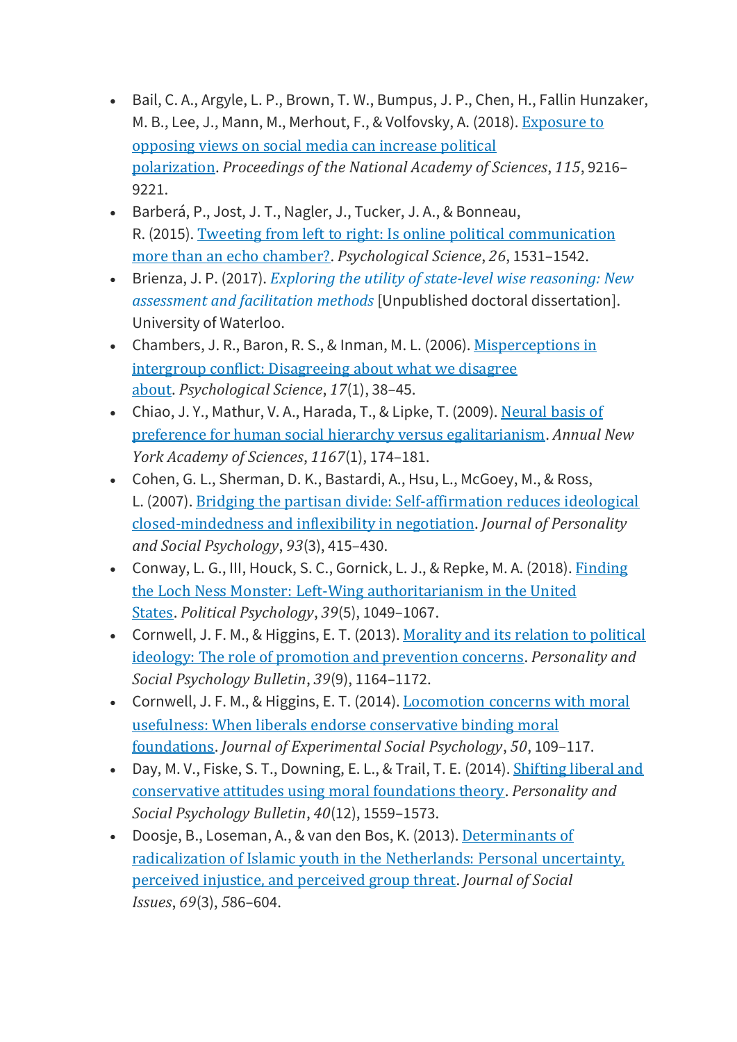- Bail, C. A., Argyle, L. P., Brown, T. W., Bumpus, J. P., Chen, H., Fallin Hunzaker, M. B., Lee, J., Mann, M., Merhout, F., & Volfovsky, A. (2018). [Exposure to opposing views on social media can increase political polarization](). *Proceedings of the National Academy of Sciences*, *115*, 9216–9221.
- Barberá, P., Jost, J. T., Nagler, J., Tucker, J. A., & Bonneau, R. (2015). [Tweeting from left to right: Is online political communication more than an echo chamber?](). *Psychological Science*, *26*, 1531–1542.
- Brienza, J. P. (2017). *[Exploring the utility of state-level wise reasoning: New assessment and facilitation methods]()* [Unpublished doctoral dissertation]. University of Waterloo.
- Chambers, J. R., Baron, R. S., & Inman, M. L. (2006). [Misperceptions in intergroup conflict: Disagreeing about what we disagree about](). *Psychological Science*, *17*(1), 38–45.
- Chiao, J. Y., Mathur, V. A., Harada, T., & Lipke, T. (2009). [Neural basis of preference for human social hierarchy versus egalitarianism](). *Annual New York Academy of Sciences*, *1167*(1), 174–181.
- Cohen, G. L., Sherman, D. K., Bastardi, A., Hsu, L., McGoey, M., & Ross, L. (2007). [Bridging the partisan divide: Self-affirmation reduces ideological closed-mindedness and inflexibility in negotiation](). *Journal of Personality and Social Psychology*, *93*(3), 415–430.
- Conway, L. G., III, Houck, S. C., Gornick, L. J., & Repke, M. A. (2018). [Finding the Loch Ness Monster: Left-Wing authoritarianism in the United States](). *Political Psychology*, *39*(5), 1049–1067.
- Cornwell, J. F. M., & Higgins, E. T. (2013). [Morality and its relation to political ideology: The role of promotion and prevention concerns](). *Personality and Social Psychology Bulletin*, *39*(9), 1164–1172.
- Cornwell, J. F. M., & Higgins, E. T. (2014). [Locomotion concerns with moral usefulness: When liberals endorse conservative binding moral foundations](). *Journal of Experimental Social Psychology*, *50*, 109–117.
- Day, M. V., Fiske, S. T., Downing, E. L., & Trail, T. E. (2014). [Shifting liberal and conservative attitudes using moral foundations theory](). *Personality and Social Psychology Bulletin*, *40*(12), 1559–1573.
- Doosje, B., Loseman, A., & van den Bos, K. (2013). [Determinants of radicalization of Islamic youth in the Netherlands: Personal uncertainty, perceived injustice, and perceived group threat](). *Journal of Social Issues*, *69*(3), 586–604.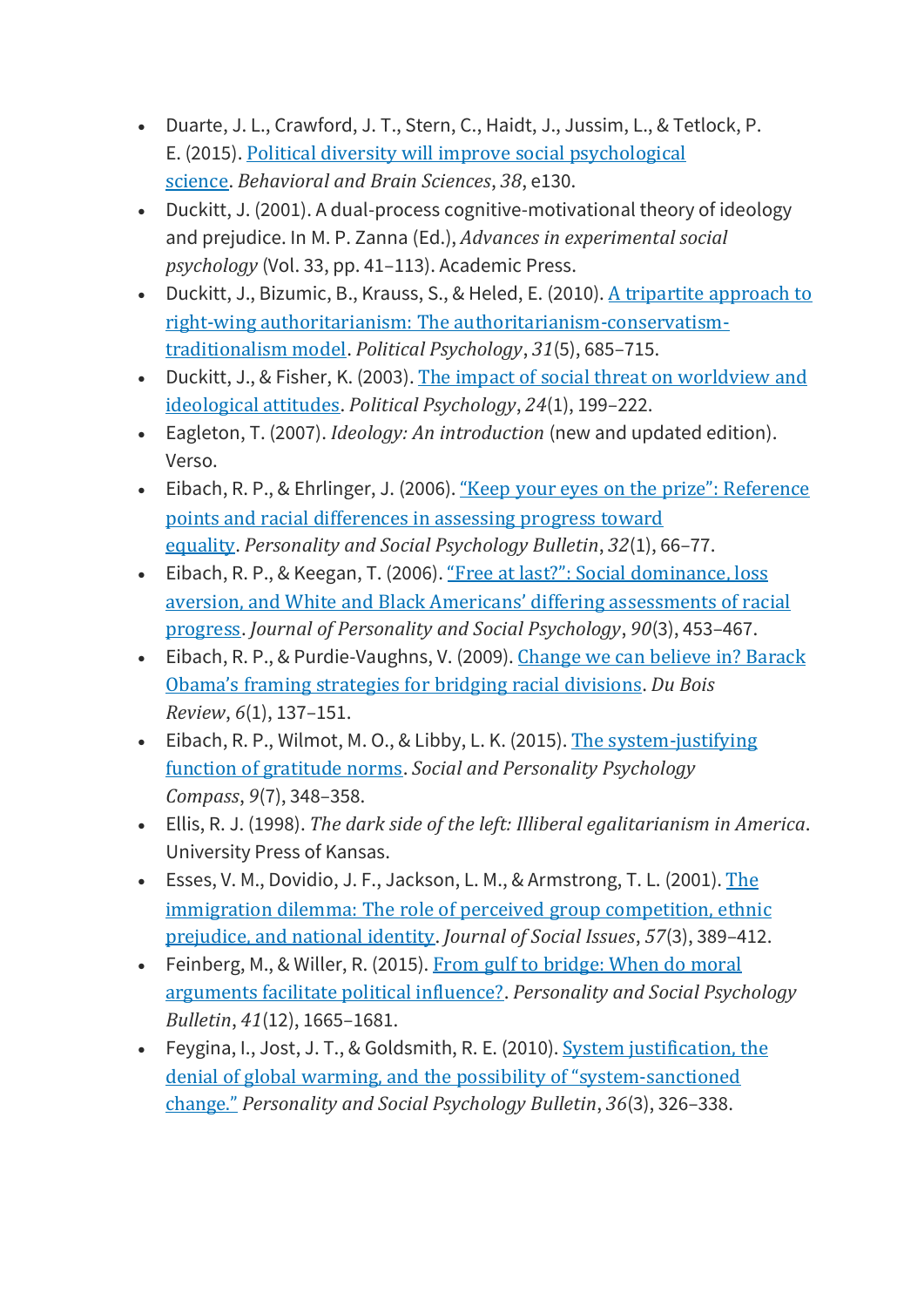- Duarte, J. L., Crawford, J. T., Stern, C., Haidt, J., Jussim, L., & Tetlock, P. E. (2015). Political diversity will improve social psychological science. *Behavioral and Brain Sciences*, *38*, e130.
- Duckitt, J. (2001). A dual-process cognitive-motivational theory of ideology and prejudice. In M. P. Zanna (Ed.), *Advances in experimental social psychology* (Vol. 33, pp. 41–113). Academic Press.
- Duckitt, J., Bizumic, B., Krauss, S., & Heled, E. (2010). A tripartite approach to right-wing authoritarianism: The authoritarianism-conservatism-traditionalism model. *Political Psychology*, *31*(5), 685–715.
- Duckitt, J., & Fisher, K. (2003). The impact of social threat on worldview and ideological attitudes. *Political Psychology*, *24*(1), 199–222.
- Eagleton, T. (2007). *Ideology: An introduction* (new and updated edition). Verso.
- Eibach, R. P., & Ehrlinger, J. (2006). "Keep your eyes on the prize": Reference points and racial differences in assessing progress toward equality. *Personality and Social Psychology Bulletin*, *32*(1), 66–77.
- Eibach, R. P., & Keegan, T. (2006). "Free at last?": Social dominance, loss aversion, and White and Black Americans' differing assessments of racial progress. *Journal of Personality and Social Psychology*, *90*(3), 453–467.
- Eibach, R. P., & Purdie-Vaughns, V. (2009). Change we can believe in? Barack Obama's framing strategies for bridging racial divisions. *Du Bois Review*, *6*(1), 137–151.
- Eibach, R. P., Wilmot, M. O., & Libby, L. K. (2015). The system-justifying function of gratitude norms. *Social and Personality Psychology Compass*, *9*(7), 348–358.
- Ellis, R. J. (1998). *The dark side of the left: Illiberal egalitarianism in America*. University Press of Kansas.
- Esses, V. M., Dovidio, J. F., Jackson, L. M., & Armstrong, T. L. (2001). The immigration dilemma: The role of perceived group competition, ethnic prejudice, and national identity. *Journal of Social Issues*, *57*(3), 389–412.
- Feinberg, M., & Willer, R. (2015). From gulf to bridge: When do moral arguments facilitate political influence?. *Personality and Social Psychology Bulletin*, *41*(12), 1665–1681.
- Feygina, I., Jost, J. T., & Goldsmith, R. E. (2010). System justification, the denial of global warming, and the possibility of "system-sanctioned change." *Personality and Social Psychology Bulletin*, *36*(3), 326–338.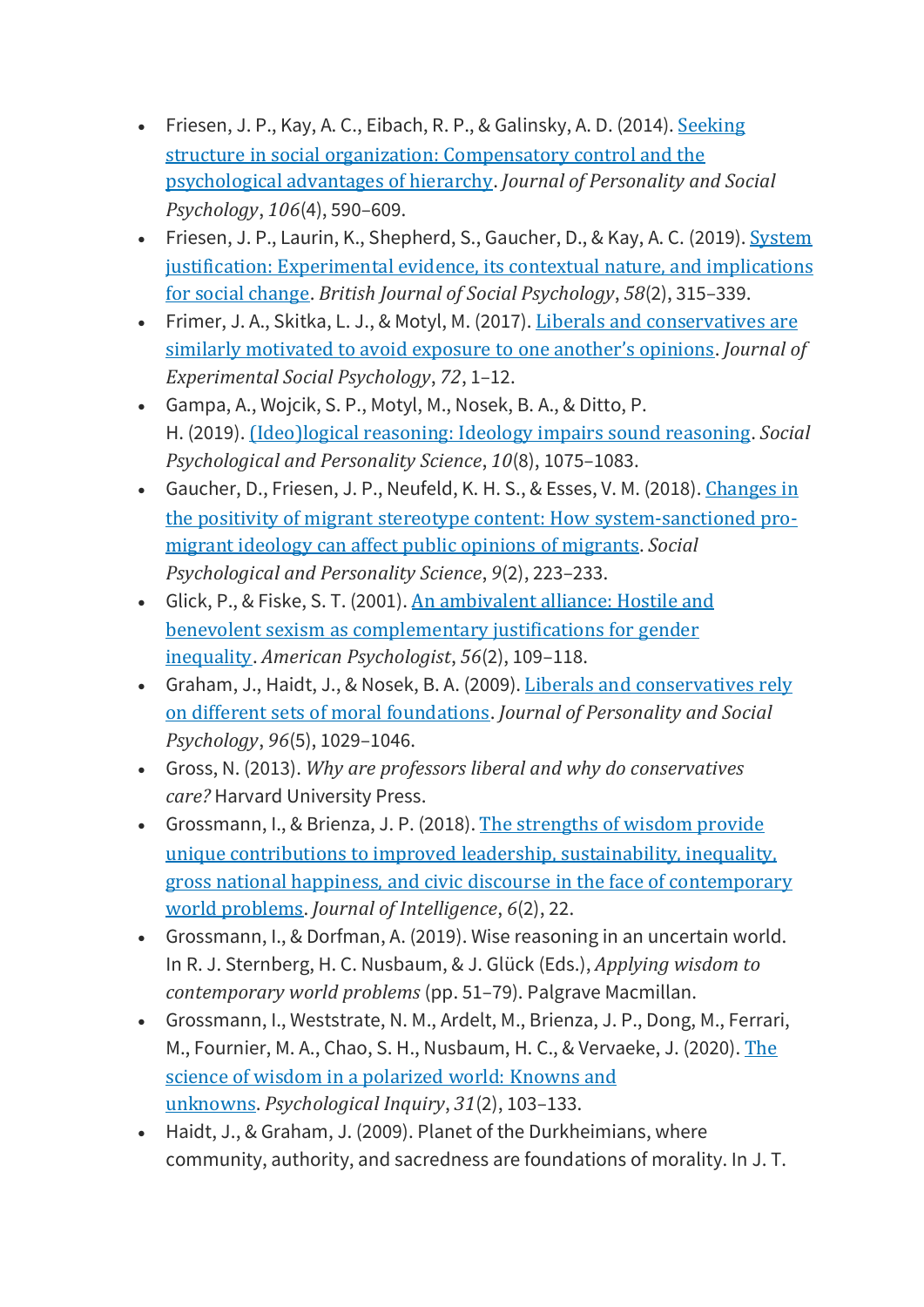- Friesen, J. P., Kay, A. C., Eibach, R. P., & Galinsky, A. D. (2014). [Seeking structure in social organization: Compensatory control and the psychological advantages of hierarchy](). *Journal of Personality and Social Psychology*, *106*(4), 590–609.
- Friesen, J. P., Laurin, K., Shepherd, S., Gaucher, D., & Kay, A. C. (2019). [System justification: Experimental evidence, its contextual nature, and implications for social change](). *British Journal of Social Psychology*, *58*(2), 315–339.
- Frimer, J. A., Skitka, L. J., & Motyl, M. (2017). [Liberals and conservatives are similarly motivated to avoid exposure to one another's opinions](). *Journal of Experimental Social Psychology*, *72*, 1–12.
- Gampa, A., Wojcik, S. P., Motyl, M., Nosek, B. A., & Ditto, P. H. (2019). [(Ideo)logical reasoning: Ideology impairs sound reasoning](). *Social Psychological and Personality Science*, *10*(8), 1075–1083.
- Gaucher, D., Friesen, J. P., Neufeld, K. H. S., & Esses, V. M. (2018). [Changes in the positivity of migrant stereotype content: How system-sanctioned pro-migrant ideology can affect public opinions of migrants](). *Social Psychological and Personality Science*, *9*(2), 223–233.
- Glick, P., & Fiske, S. T. (2001). [An ambivalent alliance: Hostile and benevolent sexism as complementary justifications for gender inequality](). *American Psychologist*, *56*(2), 109–118.
- Graham, J., Haidt, J., & Nosek, B. A. (2009). [Liberals and conservatives rely on different sets of moral foundations](). *Journal of Personality and Social Psychology*, *96*(5), 1029–1046.
- Gross, N. (2013). *Why are professors liberal and why do conservatives care?* Harvard University Press.
- Grossmann, I., & Brienza, J. P. (2018). [The strengths of wisdom provide unique contributions to improved leadership, sustainability, inequality, gross national happiness, and civic discourse in the face of contemporary world problems](). *Journal of Intelligence*, *6*(2), 22.
- Grossmann, I., & Dorfman, A. (2019). Wise reasoning in an uncertain world. In R. J. Sternberg, H. C. Nusbaum, & J. Glück (Eds.), *Applying wisdom to contemporary world problems* (pp. 51–79). Palgrave Macmillan.
- Grossmann, I., Weststrate, N. M., Ardelt, M., Brienza, J. P., Dong, M., Ferrari, M., Fournier, M. A., Chao, S. H., Nusbaum, H. C., & Vervaeke, J. (2020). [The science of wisdom in a polarized world: Knowns and unknowns](). *Psychological Inquiry*, *31*(2), 103–133.
- Haidt, J., & Graham, J. (2009). Planet of the Durkheimians, where community, authority, and sacredness are foundations of morality. In J. T.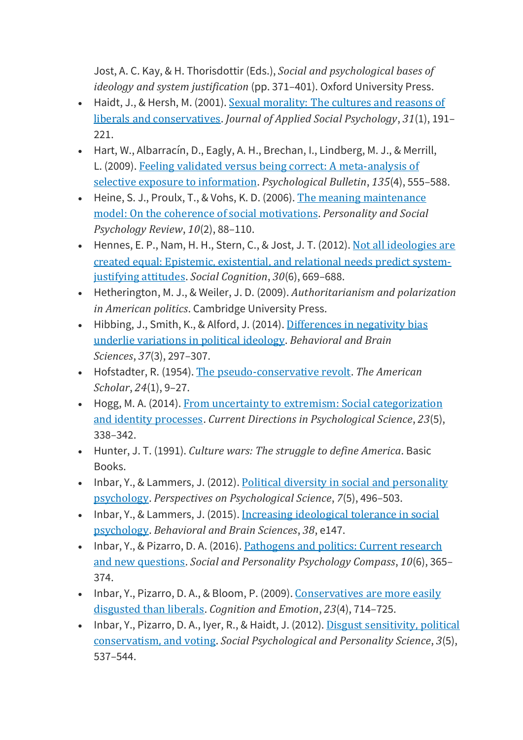Jost, A. C. Kay, & H. Thorisdottir (Eds.), *Social and psychological bases of ideology and system justification* (pp. 371–401). Oxford University Press.

- Haidt, J., & Hersh, M. (2001). Sexual morality: The cultures and reasons of liberals and conservatives. *Journal of Applied Social Psychology*, *31*(1), 191–221.
- Hart, W., Albarracín, D., Eagly, A. H., Brechan, I., Lindberg, M. J., & Merrill, L. (2009). Feeling validated versus being correct: A meta-analysis of selective exposure to information. *Psychological Bulletin*, *135*(4), 555–588.
- Heine, S. J., Proulx, T., & Vohs, K. D. (2006). The meaning maintenance model: On the coherence of social motivations. *Personality and Social Psychology Review*, *10*(2), 88–110.
- Hennes, E. P., Nam, H. H., Stern, C., & Jost, J. T. (2012). Not all ideologies are created equal: Epistemic, existential, and relational needs predict system-justifying attitudes. *Social Cognition*, *30*(6), 669–688.
- Hetherington, M. J., & Weiler, J. D. (2009). *Authoritarianism and polarization in American politics*. Cambridge University Press.
- Hibbing, J., Smith, K., & Alford, J. (2014). Differences in negativity bias underlie variations in political ideology. *Behavioral and Brain Sciences*, *37*(3), 297–307.
- Hofstadter, R. (1954). The pseudo-conservative revolt. *The American Scholar*, *24*(1), 9–27.
- Hogg, M. A. (2014). From uncertainty to extremism: Social categorization and identity processes. *Current Directions in Psychological Science*, *23*(5), 338–342.
- Hunter, J. T. (1991). *Culture wars: The struggle to define America*. Basic Books.
- Inbar, Y., & Lammers, J. (2012). Political diversity in social and personality psychology. *Perspectives on Psychological Science*, *7*(5), 496–503.
- Inbar, Y., & Lammers, J. (2015). Increasing ideological tolerance in social psychology. *Behavioral and Brain Sciences*, *38*, e147.
- Inbar, Y., & Pizarro, D. A. (2016). Pathogens and politics: Current research and new questions. *Social and Personality Psychology Compass*, *10*(6), 365–374.
- Inbar, Y., Pizarro, D. A., & Bloom, P. (2009). Conservatives are more easily disgusted than liberals. *Cognition and Emotion*, *23*(4), 714–725.
- Inbar, Y., Pizarro, D. A., Iyer, R., & Haidt, J. (2012). Disgust sensitivity, political conservatism, and voting. *Social Psychological and Personality Science*, *3*(5), 537–544.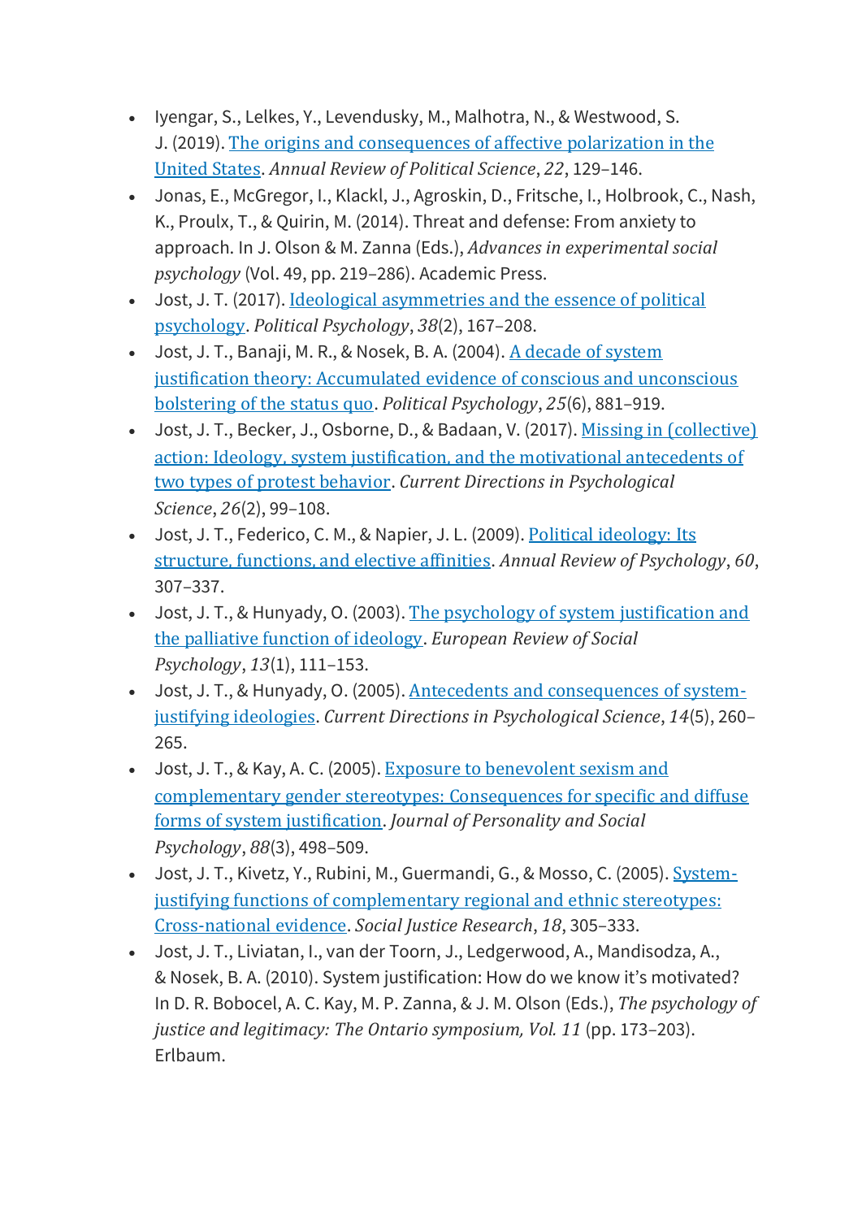- Iyengar, S., Lelkes, Y., Levendusky, M., Malhotra, N., & Westwood, S. J. (2019). The origins and consequences of affective polarization in the United States. *Annual Review of Political Science*, *22*, 129–146.
- Jonas, E., McGregor, I., Klackl, J., Agroskin, D., Fritsche, I., Holbrook, C., Nash, K., Proulx, T., & Quirin, M. (2014). Threat and defense: From anxiety to approach. In J. Olson & M. Zanna (Eds.), *Advances in experimental social psychology* (Vol. 49, pp. 219–286). Academic Press.
- Jost, J. T. (2017). Ideological asymmetries and the essence of political psychology. *Political Psychology*, *38*(2), 167–208.
- Jost, J. T., Banaji, M. R., & Nosek, B. A. (2004). A decade of system justification theory: Accumulated evidence of conscious and unconscious bolstering of the status quo. *Political Psychology*, *25*(6), 881–919.
- Jost, J. T., Becker, J., Osborne, D., & Badaan, V. (2017). Missing in (collective) action: Ideology, system justification, and the motivational antecedents of two types of protest behavior. *Current Directions in Psychological Science*, *26*(2), 99–108.
- Jost, J. T., Federico, C. M., & Napier, J. L. (2009). Political ideology: Its structure, functions, and elective affinities. *Annual Review of Psychology*, *60*, 307–337.
- Jost, J. T., & Hunyady, O. (2003). The psychology of system justification and the palliative function of ideology. *European Review of Social Psychology*, *13*(1), 111–153.
- Jost, J. T., & Hunyady, O. (2005). Antecedents and consequences of system-justifying ideologies. *Current Directions in Psychological Science*, *14*(5), 260–265.
- Jost, J. T., & Kay, A. C. (2005). Exposure to benevolent sexism and complementary gender stereotypes: Consequences for specific and diffuse forms of system justification. *Journal of Personality and Social Psychology*, *88*(3), 498–509.
- Jost, J. T., Kivetz, Y., Rubini, M., Guermandi, G., & Mosso, C. (2005). System-justifying functions of complementary regional and ethnic stereotypes: Cross-national evidence. *Social Justice Research*, *18*, 305–333.
- Jost, J. T., Liviatan, I., van der Toorn, J., Ledgerwood, A., Mandisodza, A., & Nosek, B. A. (2010). System justification: How do we know it's motivated? In D. R. Bobocel, A. C. Kay, M. P. Zanna, & J. M. Olson (Eds.), *The psychology of justice and legitimacy: The Ontario symposium, Vol. 11* (pp. 173–203). Erlbaum.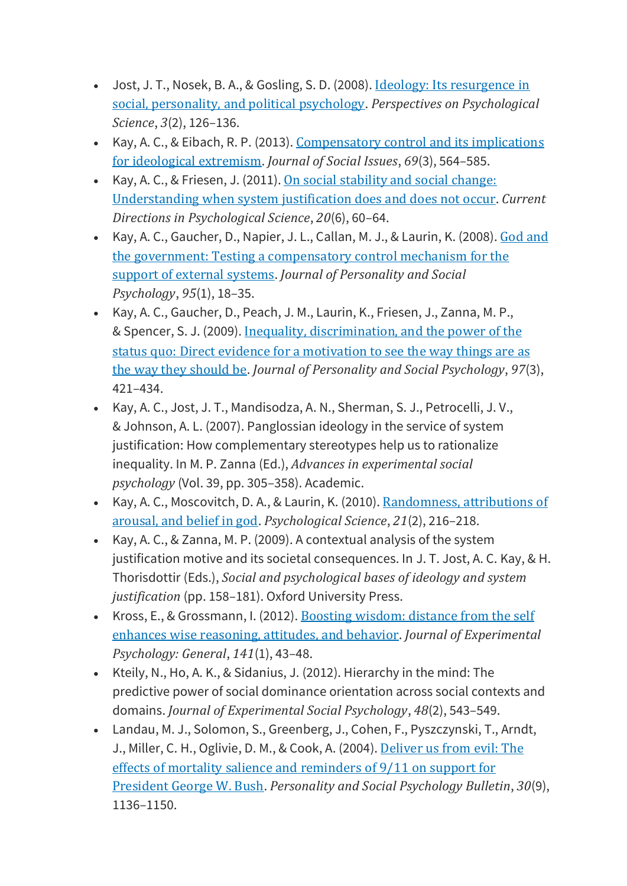- Jost, J. T., Nosek, B. A., & Gosling, S. D. (2008). Ideology: Its resurgence in social, personality, and political psychology. *Perspectives on Psychological Science*, *3*(2), 126–136.
- Kay, A. C., & Eibach, R. P. (2013). Compensatory control and its implications for ideological extremism. *Journal of Social Issues*, *69*(3), 564–585.
- Kay, A. C., & Friesen, J. (2011). On social stability and social change: Understanding when system justification does and does not occur. *Current Directions in Psychological Science*, *20*(6), 60–64.
- Kay, A. C., Gaucher, D., Napier, J. L., Callan, M. J., & Laurin, K. (2008). God and the government: Testing a compensatory control mechanism for the support of external systems. *Journal of Personality and Social Psychology*, *95*(1), 18–35.
- Kay, A. C., Gaucher, D., Peach, J. M., Laurin, K., Friesen, J., Zanna, M. P., & Spencer, S. J. (2009). Inequality, discrimination, and the power of the status quo: Direct evidence for a motivation to see the way things are as the way they should be. *Journal of Personality and Social Psychology*, *97*(3), 421–434.
- Kay, A. C., Jost, J. T., Mandisodza, A. N., Sherman, S. J., Petrocelli, J. V., & Johnson, A. L. (2007). Panglossian ideology in the service of system justification: How complementary stereotypes help us to rationalize inequality. In M. P. Zanna (Ed.), *Advances in experimental social psychology* (Vol. 39, pp. 305–358). Academic.
- Kay, A. C., Moscovitch, D. A., & Laurin, K. (2010). Randomness, attributions of arousal, and belief in god. *Psychological Science*, *21*(2), 216–218.
- Kay, A. C., & Zanna, M. P. (2009). A contextual analysis of the system justification motive and its societal consequences. In J. T. Jost, A. C. Kay, & H. Thorisdottir (Eds.), *Social and psychological bases of ideology and system justification* (pp. 158–181). Oxford University Press.
- Kross, E., & Grossmann, I. (2012). Boosting wisdom: distance from the self enhances wise reasoning, attitudes, and behavior. *Journal of Experimental Psychology: General*, *141*(1), 43–48.
- Kteily, N., Ho, A. K., & Sidanius, J. (2012). Hierarchy in the mind: The predictive power of social dominance orientation across social contexts and domains. *Journal of Experimental Social Psychology*, *48*(2), 543–549.
- Landau, M. J., Solomon, S., Greenberg, J., Cohen, F., Pyszczynski, T., Arndt, J., Miller, C. H., Oglivie, D. M., & Cook, A. (2004). Deliver us from evil: The effects of mortality salience and reminders of 9/11 on support for President George W. Bush. *Personality and Social Psychology Bulletin*, *30*(9), 1136–1150.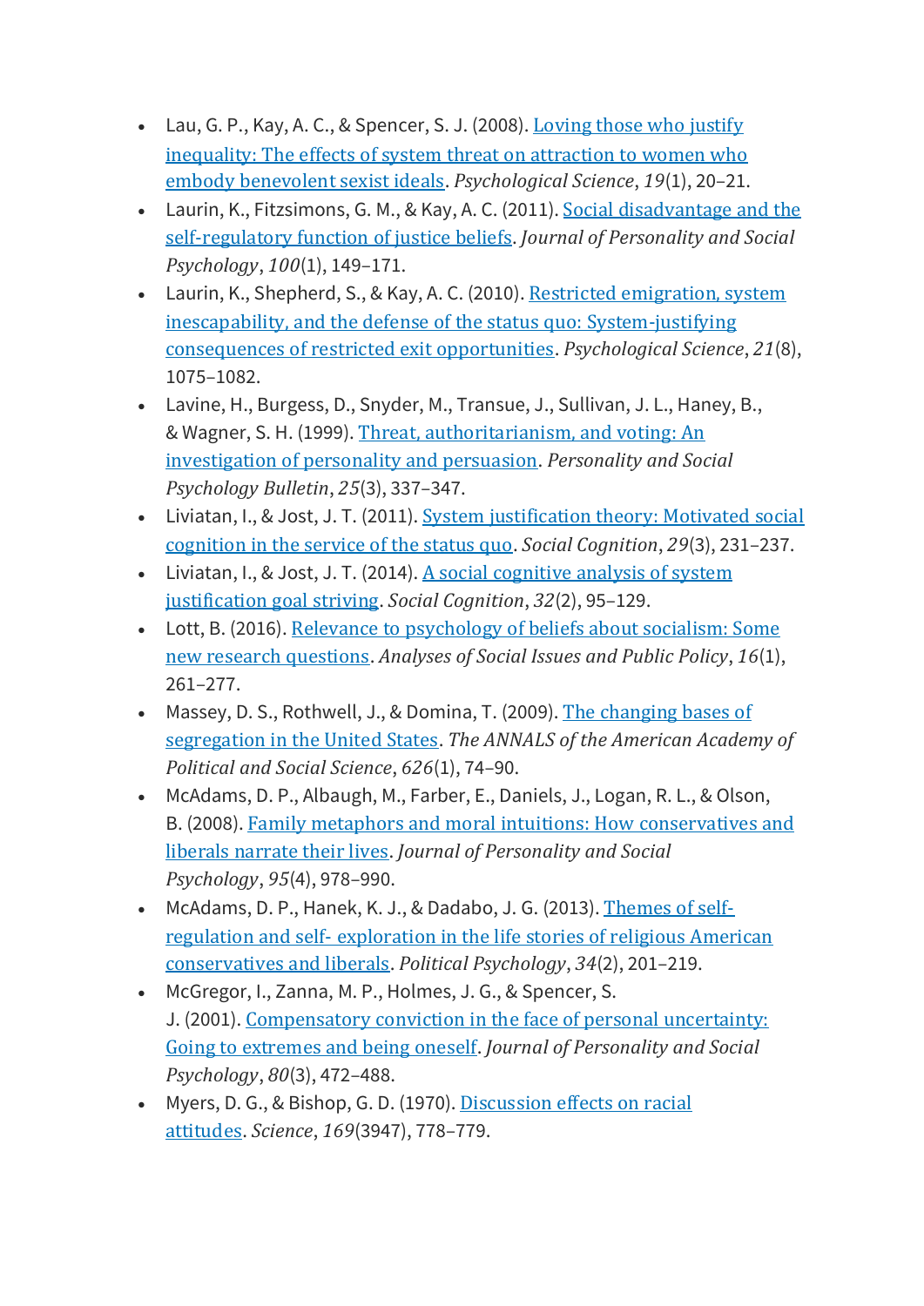- Lau, G. P., Kay, A. C., & Spencer, S. J. (2008). [Loving those who justify inequality: The effects of system threat on attraction to women who embody benevolent sexist ideals](). *Psychological Science*, *19*(1), 20–21.
- Laurin, K., Fitzsimons, G. M., & Kay, A. C. (2011). [Social disadvantage and the self-regulatory function of justice beliefs](). *Journal of Personality and Social Psychology*, *100*(1), 149–171.
- Laurin, K., Shepherd, S., & Kay, A. C. (2010). [Restricted emigration, system inescapability, and the defense of the status quo: System-justifying consequences of restricted exit opportunities](). *Psychological Science*, *21*(8), 1075–1082.
- Lavine, H., Burgess, D., Snyder, M., Transue, J., Sullivan, J. L., Haney, B., & Wagner, S. H. (1999). [Threat, authoritarianism, and voting: An investigation of personality and persuasion](). *Personality and Social Psychology Bulletin*, *25*(3), 337–347.
- Liviatan, I., & Jost, J. T. (2011). [System justification theory: Motivated social cognition in the service of the status quo](). *Social Cognition*, *29*(3), 231–237.
- Liviatan, I., & Jost, J. T. (2014). [A social cognitive analysis of system justification goal striving](). *Social Cognition*, *32*(2), 95–129.
- Lott, B. (2016). [Relevance to psychology of beliefs about socialism: Some new research questions](). *Analyses of Social Issues and Public Policy*, *16*(1), 261–277.
- Massey, D. S., Rothwell, J., & Domina, T. (2009). [The changing bases of segregation in the United States](). *The ANNALS of the American Academy of Political and Social Science*, *626*(1), 74–90.
- McAdams, D. P., Albaugh, M., Farber, E., Daniels, J., Logan, R. L., & Olson, B. (2008). [Family metaphors and moral intuitions: How conservatives and liberals narrate their lives](). *Journal of Personality and Social Psychology*, *95*(4), 978–990.
- McAdams, D. P., Hanek, K. J., & Dadabo, J. G. (2013). [Themes of self-regulation and self- exploration in the life stories of religious American conservatives and liberals](). *Political Psychology*, *34*(2), 201–219.
- McGregor, I., Zanna, M. P., Holmes, J. G., & Spencer, S. J. (2001). [Compensatory conviction in the face of personal uncertainty: Going to extremes and being oneself](). *Journal of Personality and Social Psychology*, *80*(3), 472–488.
- Myers, D. G., & Bishop, G. D. (1970). [Discussion effects on racial attitudes](). *Science*, *169*(3947), 778–779.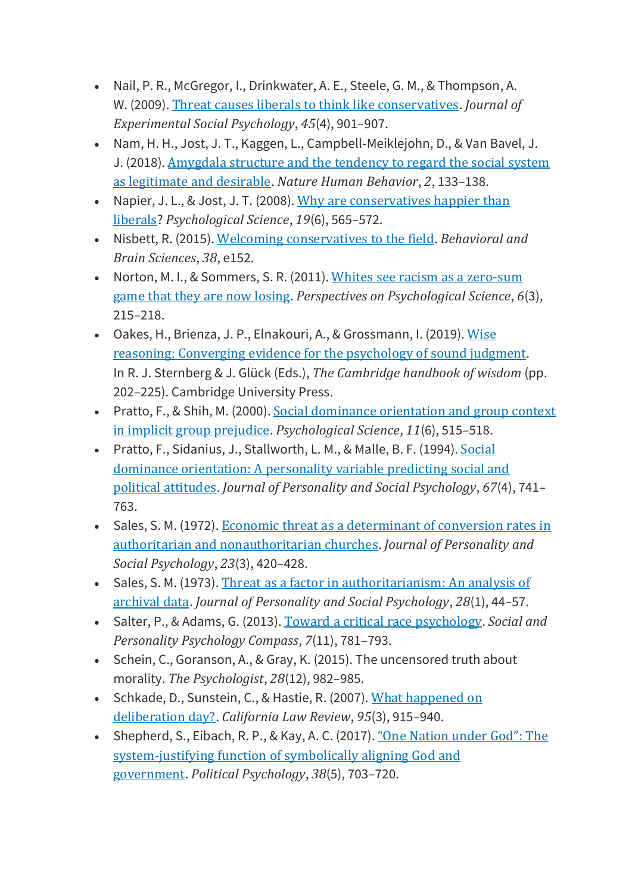- Nail, P. R., McGregor, I., Drinkwater, A. E., Steele, G. M., & Thompson, A. W. (2009). Threat causes liberals to think like conservatives. *Journal of Experimental Social Psychology*, *45*(4), 901–907.
- Nam, H. H., Jost, J. T., Kaggen, L., Campbell-Meiklejohn, D., & Van Bavel, J. J. (2018). Amygdala structure and the tendency to regard the social system as legitimate and desirable. *Nature Human Behavior*, *2*, 133–138.
- Napier, J. L., & Jost, J. T. (2008). Why are conservatives happier than liberals? *Psychological Science*, *19*(6), 565–572.
- Nisbett, R. (2015). Welcoming conservatives to the field. *Behavioral and Brain Sciences*, *38*, e152.
- Norton, M. I., & Sommers, S. R. (2011). Whites see racism as a zero-sum game that they are now losing. *Perspectives on Psychological Science*, *6*(3), 215–218.
- Oakes, H., Brienza, J. P., Elnakouri, A., & Grossmann, I. (2019). Wise reasoning: Converging evidence for the psychology of sound judgment. In R. J. Sternberg & J. Glück (Eds.), *The Cambridge handbook of wisdom* (pp. 202–225). Cambridge University Press.
- Pratto, F., & Shih, M. (2000). Social dominance orientation and group context in implicit group prejudice. *Psychological Science*, *11*(6), 515–518.
- Pratto, F., Sidanius, J., Stallworth, L. M., & Malle, B. F. (1994). Social dominance orientation: A personality variable predicting social and political attitudes. *Journal of Personality and Social Psychology*, *67*(4), 741–763.
- Sales, S. M. (1972). Economic threat as a determinant of conversion rates in authoritarian and nonauthoritarian churches. *Journal of Personality and Social Psychology*, *23*(3), 420–428.
- Sales, S. M. (1973). Threat as a factor in authoritarianism: An analysis of archival data. *Journal of Personality and Social Psychology*, *28*(1), 44–57.
- Salter, P., & Adams, G. (2013). Toward a critical race psychology. *Social and Personality Psychology Compass*, *7*(11), 781–793.
- Schein, C., Goranson, A., & Gray, K. (2015). The uncensored truth about morality. *The Psychologist*, *28*(12), 982–985.
- Schkade, D., Sunstein, C., & Hastie, R. (2007). What happened on deliberation day?. *California Law Review*, *95*(3), 915–940.
- Shepherd, S., Eibach, R. P., & Kay, A. C. (2017). "One Nation under God": The system-justifying function of symbolically aligning God and government. *Political Psychology*, *38*(5), 703–720.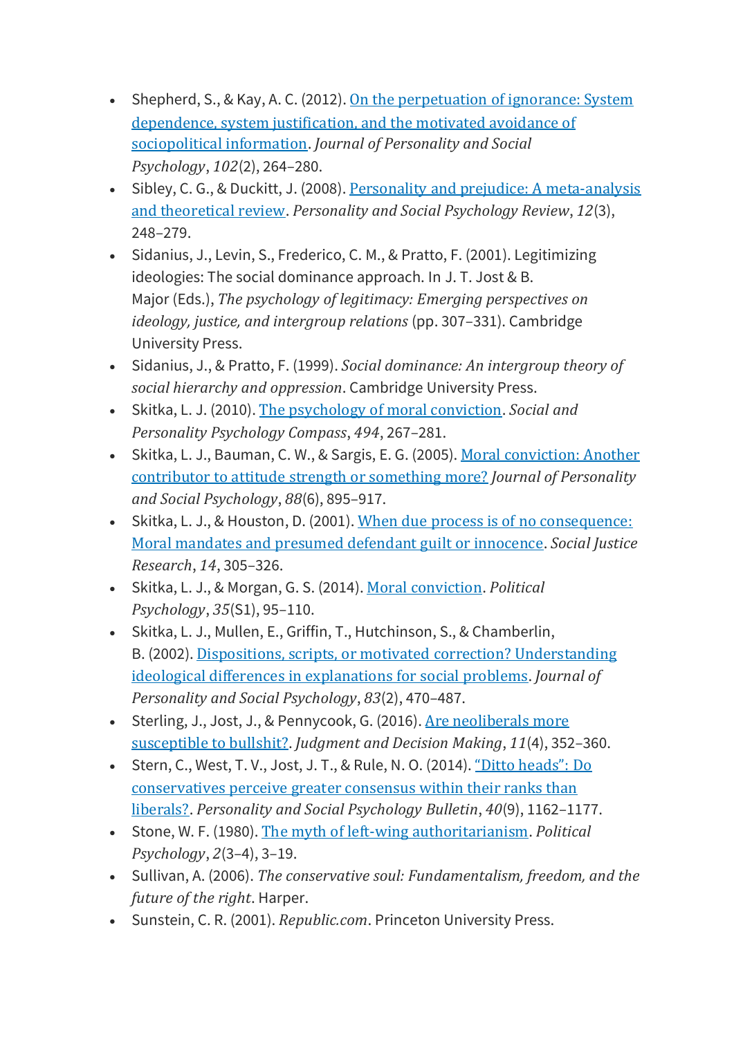- Shepherd, S., & Kay, A. C. (2012). On the perpetuation of ignorance: System dependence, system justification, and the motivated avoidance of sociopolitical information. *Journal of Personality and Social Psychology*, *102*(2), 264–280.
- Sibley, C. G., & Duckitt, J. (2008). Personality and prejudice: A meta-analysis and theoretical review. *Personality and Social Psychology Review*, *12*(3), 248–279.
- Sidanius, J., Levin, S., Frederico, C. M., & Pratto, F. (2001). Legitimizing ideologies: The social dominance approach. In J. T. Jost & B. Major (Eds.), *The psychology of legitimacy: Emerging perspectives on ideology, justice, and intergroup relations* (pp. 307–331). Cambridge University Press.
- Sidanius, J., & Pratto, F. (1999). *Social dominance: An intergroup theory of social hierarchy and oppression*. Cambridge University Press.
- Skitka, L. J. (2010). The psychology of moral conviction. *Social and Personality Psychology Compass*, *494*, 267–281.
- Skitka, L. J., Bauman, C. W., & Sargis, E. G. (2005). Moral conviction: Another contributor to attitude strength or something more? *Journal of Personality and Social Psychology*, *88*(6), 895–917.
- Skitka, L. J., & Houston, D. (2001). When due process is of no consequence: Moral mandates and presumed defendant guilt or innocence. *Social Justice Research*, *14*, 305–326.
- Skitka, L. J., & Morgan, G. S. (2014). Moral conviction. *Political Psychology*, *35*(S1), 95–110.
- Skitka, L. J., Mullen, E., Griffin, T., Hutchinson, S., & Chamberlin, B. (2002). Dispositions, scripts, or motivated correction? Understanding ideological differences in explanations for social problems. *Journal of Personality and Social Psychology*, *83*(2), 470–487.
- Sterling, J., Jost, J., & Pennycook, G. (2016). Are neoliberals more susceptible to bullshit?. *Judgment and Decision Making*, *11*(4), 352–360.
- Stern, C., West, T. V., Jost, J. T., & Rule, N. O. (2014). "Ditto heads": Do conservatives perceive greater consensus within their ranks than liberals?. *Personality and Social Psychology Bulletin*, *40*(9), 1162–1177.
- Stone, W. F. (1980). The myth of left-wing authoritarianism. *Political Psychology*, *2*(3–4), 3–19.
- Sullivan, A. (2006). *The conservative soul: Fundamentalism, freedom, and the future of the right*. Harper.
- Sunstein, C. R. (2001). *Republic.com*. Princeton University Press.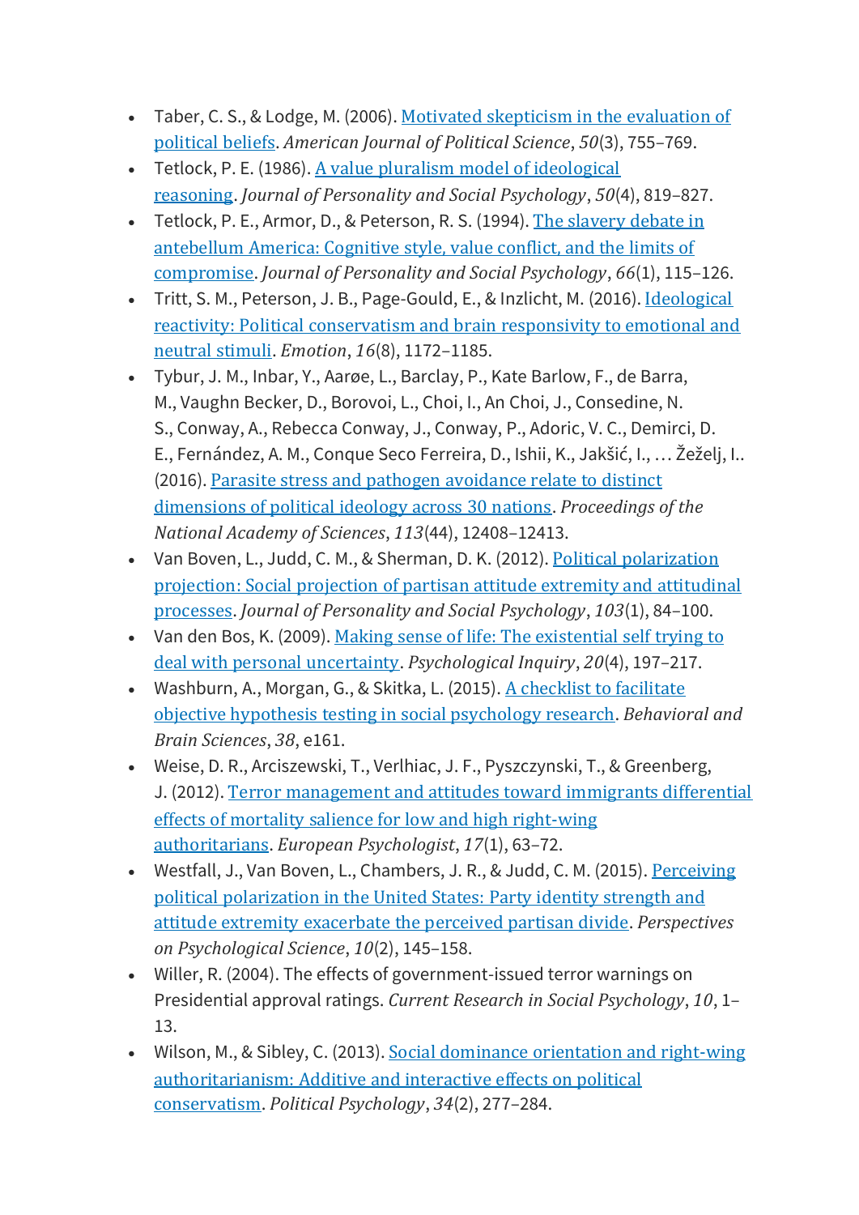- Taber, C. S., & Lodge, M. (2006). [Motivated skepticism in the evaluation of political beliefs](). *American Journal of Political Science*, *50*(3), 755–769.
- Tetlock, P. E. (1986). [A value pluralism model of ideological reasoning](). *Journal of Personality and Social Psychology*, *50*(4), 819–827.
- Tetlock, P. E., Armor, D., & Peterson, R. S. (1994). [The slavery debate in antebellum America: Cognitive style, value conflict, and the limits of compromise](). *Journal of Personality and Social Psychology*, *66*(1), 115–126.
- Tritt, S. M., Peterson, J. B., Page-Gould, E., & Inzlicht, M. (2016). [Ideological reactivity: Political conservatism and brain responsivity to emotional and neutral stimuli](). *Emotion*, *16*(8), 1172–1185.
- Tybur, J. M., Inbar, Y., Aarøe, L., Barclay, P., Kate Barlow, F., de Barra, M., Vaughn Becker, D., Borovoi, L., Choi, I., An Choi, J., Consedine, N. S., Conway, A., Rebecca Conway, J., Conway, P., Adoric, V. C., Demirci, D. E., Fernández, A. M., Conque Seco Ferreira, D., Ishii, K., Jakšić, I., … Žeželj, I.. (2016). [Parasite stress and pathogen avoidance relate to distinct dimensions of political ideology across 30 nations](). *Proceedings of the National Academy of Sciences*, *113*(44), 12408–12413.
- Van Boven, L., Judd, C. M., & Sherman, D. K. (2012). [Political polarization projection: Social projection of partisan attitude extremity and attitudinal processes](). *Journal of Personality and Social Psychology*, *103*(1), 84–100.
- Van den Bos, K. (2009). [Making sense of life: The existential self trying to deal with personal uncertainty](). *Psychological Inquiry*, *20*(4), 197–217.
- Washburn, A., Morgan, G., & Skitka, L. (2015). [A checklist to facilitate objective hypothesis testing in social psychology research](). *Behavioral and Brain Sciences*, *38*, e161.
- Weise, D. R., Arciszewski, T., Verlhiac, J. F., Pyszczynski, T., & Greenberg, J. (2012). [Terror management and attitudes toward immigrants differential effects of mortality salience for low and high right-wing authoritarians](). *European Psychologist*, *17*(1), 63–72.
- Westfall, J., Van Boven, L., Chambers, J. R., & Judd, C. M. (2015). [Perceiving political polarization in the United States: Party identity strength and attitude extremity exacerbate the perceived partisan divide](). *Perspectives on Psychological Science*, *10*(2), 145–158.
- Willer, R. (2004). The effects of government-issued terror warnings on Presidential approval ratings. *Current Research in Social Psychology*, *10*, 1–13.
- Wilson, M., & Sibley, C. (2013). [Social dominance orientation and right-wing authoritarianism: Additive and interactive effects on political conservatism](). *Political Psychology*, *34*(2), 277–284.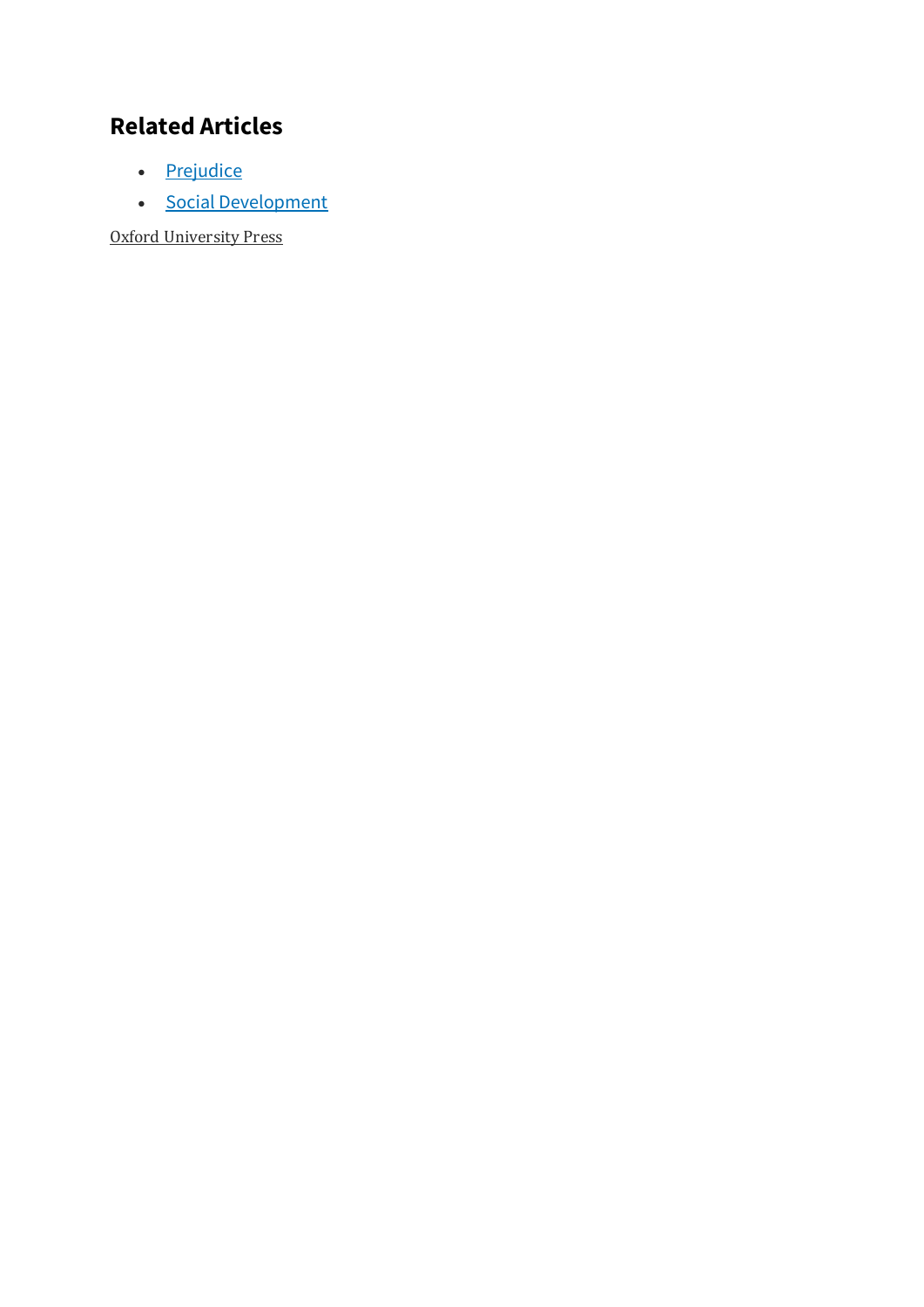## Related Articles

- Prejudice
- Social Development

Oxford University Press